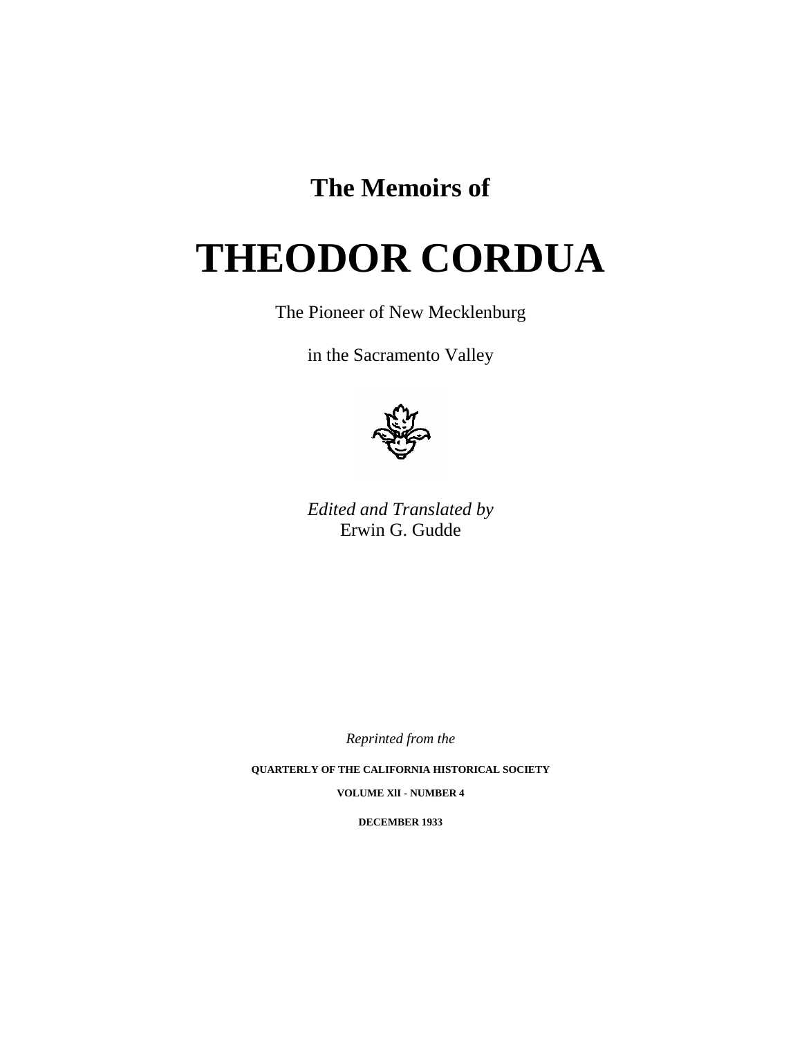**The Memoirs of**

# THEODOR CORDUA

The Pioneer of New Mecklenburg

in the Sacramento Valley

*Edited and Translated by*
Erwin G. Gudde

*Reprinted from the*

**QUARTERLY OF THE CALIFORNIA HISTORICAL SOCIETY**

**VOLUME XII - NUMBER 4**

**DECEMBER 1933**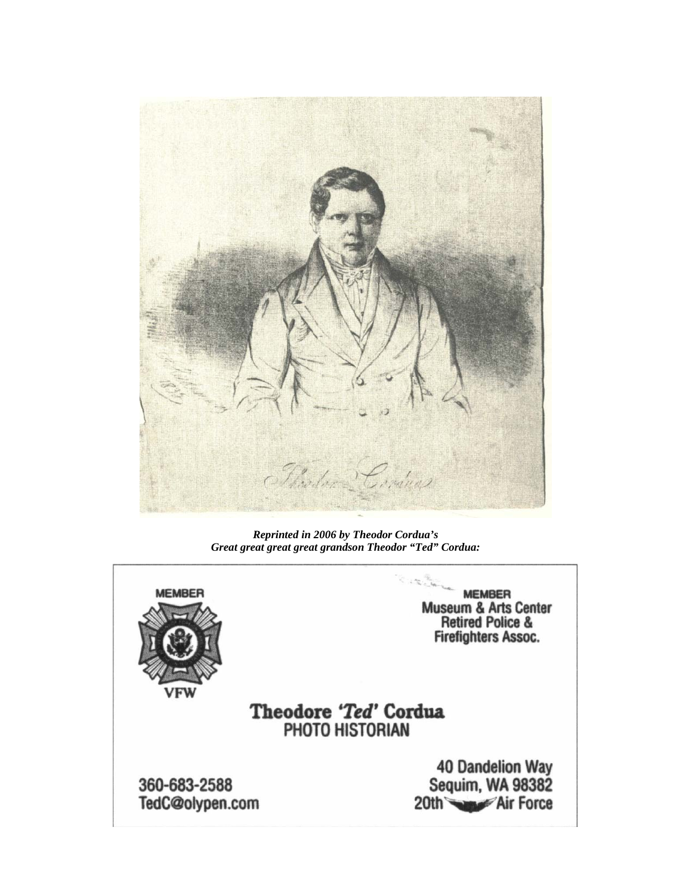*Theodor Cordua*

***Reprinted in 2006 by Theodor Cordua's***
***Great great great great grandson Theodor "Ted" Cordua:***

MEMBER

VFW

MEMBER
Museum & Arts Center
Retired Police &
Firefighters Assoc.

**Theodore *'Ted'* Cordua**
PHOTO HISTORIAN

360-683-2588
TedC@olypen.com

40 Dandelion Way
Sequim, WA 98382
20th Air Force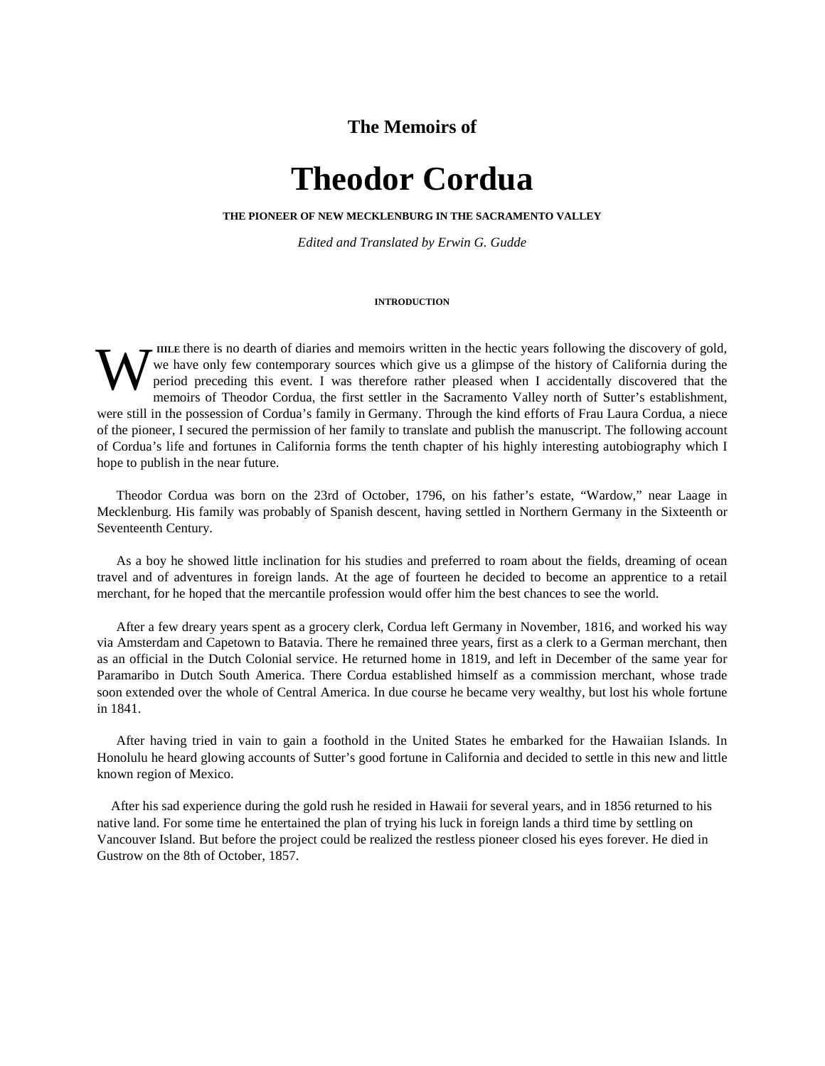**The Memoirs of**

# Theodor Cordua

**THE PIONEER OF NEW MECKLENBURG IN THE SACRAMENTO VALLEY**

*Edited and Translated by Erwin G. Gudde*

## INTRODUCTION

WHILE there is no dearth of diaries and memoirs written in the hectic years following the discovery of gold, we have only few contemporary sources which give us a glimpse of the history of California during the period preceding this event. I was therefore rather pleased when I accidentally discovered that the memoirs of Theodor Cordua, the first settler in the Sacramento Valley north of Sutter's establishment, were still in the possession of Cordua's family in Germany. Through the kind efforts of Frau Laura Cordua, a niece of the pioneer, I secured the permission of her family to translate and publish the manuscript. The following account of Cordua's life and fortunes in California forms the tenth chapter of his highly interesting autobiography which I hope to publish in the near future.

Theodor Cordua was born on the 23rd of October, 1796, on his father's estate, "Wardow," near Laage in Mecklenburg. His family was probably of Spanish descent, having settled in Northern Germany in the Sixteenth or Seventeenth Century.

As a boy he showed little inclination for his studies and preferred to roam about the fields, dreaming of ocean travel and of adventures in foreign lands. At the age of fourteen he decided to become an apprentice to a retail merchant, for he hoped that the mercantile profession would offer him the best chances to see the world.

After a few dreary years spent as a grocery clerk, Cordua left Germany in November, 1816, and worked his way via Amsterdam and Capetown to Batavia. There he remained three years, first as a clerk to a German merchant, then as an official in the Dutch Colonial service. He returned home in 1819, and left in December of the same year for Paramaribo in Dutch South America. There Cordua established himself as a commission merchant, whose trade soon extended over the whole of Central America. In due course he became very wealthy, but lost his whole fortune in 1841.

After having tried in vain to gain a foothold in the United States he embarked for the Hawaiian Islands. In Honolulu he heard glowing accounts of Sutter's good fortune in California and decided to settle in this new and little known region of Mexico.

After his sad experience during the gold rush he resided in Hawaii for several years, and in 1856 returned to his native land. For some time he entertained the plan of trying his luck in foreign lands a third time by settling on Vancouver Island. But before the project could be realized the restless pioneer closed his eyes forever. He died in Gustrow on the 8th of October, 1857.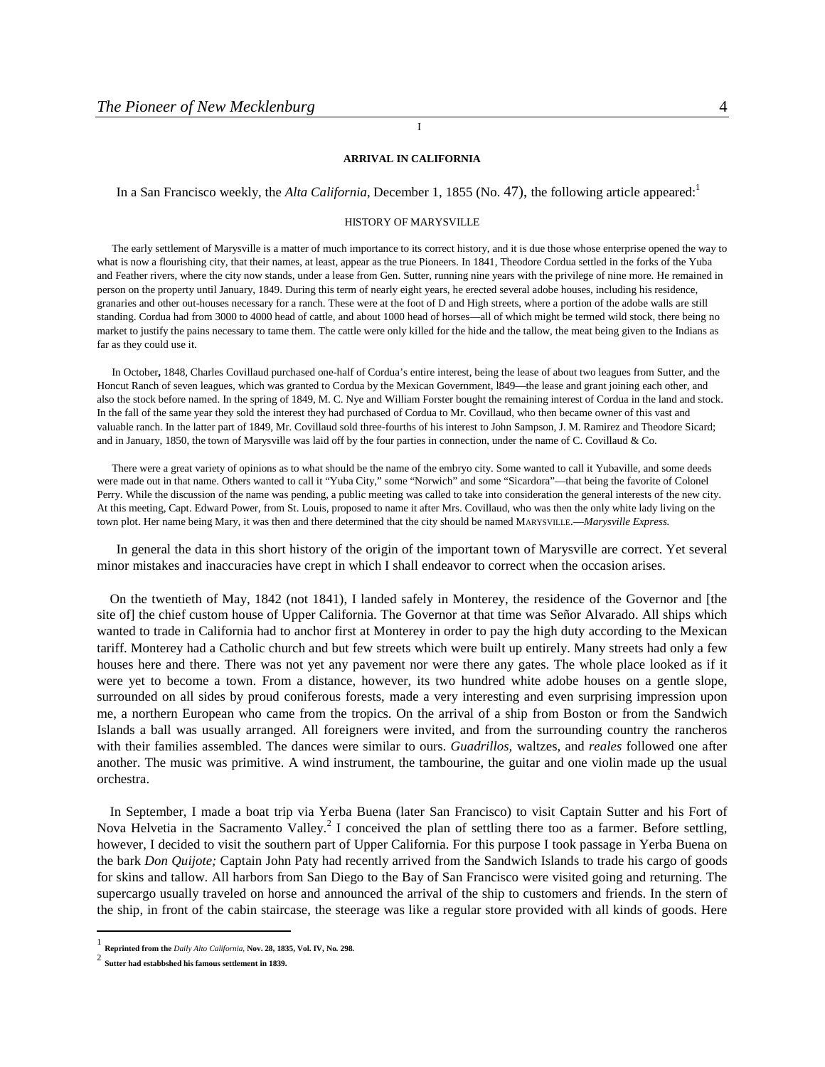I

### ARRIVAL IN CALIFORNIA

In a San Francisco weekly, the *Alta California,* December 1, 1855 (No. 47), the following article appeared:[1]

HISTORY OF MARYSVILLE

The early settlement of Marysville is a matter of much importance to its correct history, and it is due those whose enterprise opened the way to what is now a flourishing city, that their names, at least, appear as the true Pioneers. In 1841, Theodore Cordua settled in the forks of the Yuba and Feather rivers, where the city now stands, under a lease from Gen. Sutter, running nine years with the privilege of nine more. He remained in person on the property until January, 1849. During this term of nearly eight years, he erected several adobe houses, including his residence, granaries and other out-houses necessary for a ranch. These were at the foot of D and High streets, where a portion of the adobe walls are still standing. Cordua had from 3000 to 4000 head of cattle, and about 1000 head of horses—all of which might be termed wild stock, there being no market to justify the pains necessary to tame them. The cattle were only killed for the hide and the tallow, the meat being given to the Indians as far as they could use it.

In October**,** 1848, Charles Covillaud purchased one-half of Cordua's entire interest, being the lease of about two leagues from Sutter, and the Honcut Ranch of seven leagues, which was granted to Cordua by the Mexican Government, l849—the lease and grant joining each other, and also the stock before named. In the spring of 1849, M. C. Nye and William Forster bought the remaining interest of Cordua in the land and stock. In the fall of the same year they sold the interest they had purchased of Cordua to Mr. Covillaud, who then became owner of this vast and valuable ranch. In the latter part of 1849, Mr. Covillaud sold three-fourths of his interest to John Sampson, J. M. Ramirez and Theodore Sicard; and in January, 1850, the town of Marysville was laid off by the four parties in connection, under the name of C. Covillaud & Co.

There were a great variety of opinions as to what should be the name of the embryo city. Some wanted to call it Yubaville, and some deeds were made out in that name. Others wanted to call it "Yuba City," some "Norwich" and some "Sicardora"—that being the favorite of Colonel Perry. While the discussion of the name was pending, a public meeting was called to take into consideration the general interests of the new city. At this meeting, Capt. Edward Power, from St. Louis, proposed to name it after Mrs. Covillaud, who was then the only white lady living on the town plot. Her name being Mary, it was then and there determined that the city should be named MARYSVILLE.—*Marysville Express.*

In general the data in this short history of the origin of the important town of Marysville are correct. Yet several minor mistakes and inaccuracies have crept in which I shall endeavor to correct when the occasion arises.

On the twentieth of May, 1842 (not 1841), I landed safely in Monterey, the residence of the Governor and [the site of] the chief custom house of Upper California. The Governor at that time was Señor Alvarado. All ships which wanted to trade in California had to anchor first at Monterey in order to pay the high duty according to the Mexican tariff. Monterey had a Catholic church and but few streets which were built up entirely. Many streets had only a few houses here and there. There was not yet any pavement nor were there any gates. The whole place looked as if it were yet to become a town. From a distance, however, its two hundred white adobe houses on a gentle slope, surrounded on all sides by proud coniferous forests, made a very interesting and even surprising impression upon me, a northern European who came from the tropics. On the arrival of a ship from Boston or from the Sandwich Islands a ball was usually arranged. All foreigners were invited, and from the surrounding country the rancheros with their families assembled. The dances were similar to ours. *Guadrillos,* waltzes, and *reales* followed one after another. The music was primitive. A wind instrument, the tambourine, the guitar and one violin made up the usual orchestra.

In September, I made a boat trip via Yerba Buena (later San Francisco) to visit Captain Sutter and his Fort of Nova Helvetia in the Sacramento Valley.[2] I conceived the plan of settling there too as a farmer. Before settling, however, I decided to visit the southern part of Upper California. For this purpose I took passage in Yerba Buena on the bark *Don Quijote;* Captain John Paty had recently arrived from the Sandwich Islands to trade his cargo of goods for skins and tallow. All harbors from San Diego to the Bay of San Francisco were visited going and returning. The supercargo usually traveled on horse and announced the arrival of the ship to customers and friends. In the stern of the ship, in front of the cabin staircase, the steerage was like a regular store provided with all kinds of goods. Here

---

[1] **Reprinted from the** *Daily Alto California,* **Nov. 28, 1835, Vol. IV, No. 298.**

[2] **Sutter had estabbshed his famous settlement in 1839.**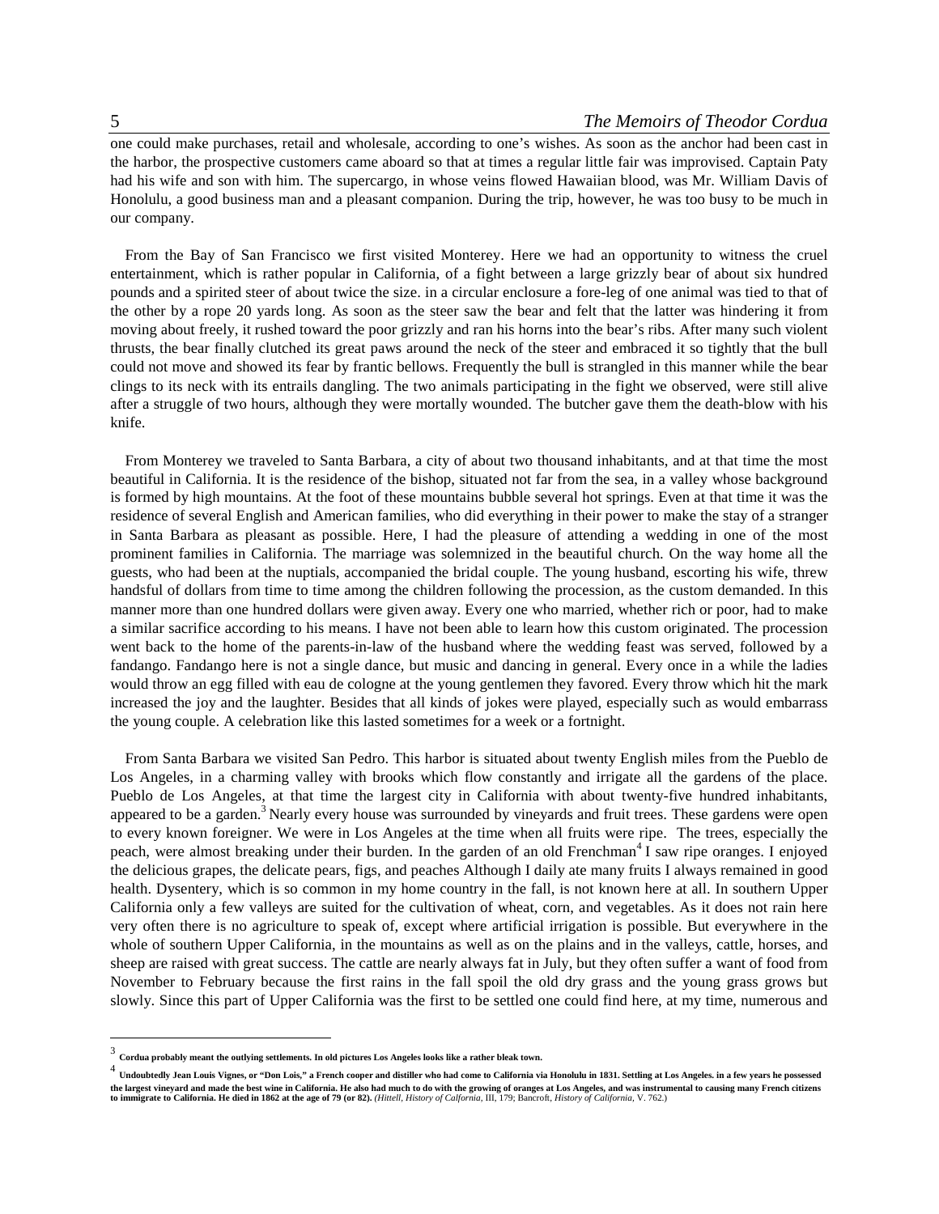one could make purchases, retail and wholesale, according to one's wishes. As soon as the anchor had been cast in the harbor, the prospective customers came aboard so that at times a regular little fair was improvised. Captain Paty had his wife and son with him. The supercargo, in whose veins flowed Hawaiian blood, was Mr. William Davis of Honolulu, a good business man and a pleasant companion. During the trip, however, he was too busy to be much in our company.

From the Bay of San Francisco we first visited Monterey. Here we had an opportunity to witness the cruel entertainment, which is rather popular in California, of a fight between a large grizzly bear of about six hundred pounds and a spirited steer of about twice the size. in a circular enclosure a fore-leg of one animal was tied to that of the other by a rope 20 yards long. As soon as the steer saw the bear and felt that the latter was hindering it from moving about freely, it rushed toward the poor grizzly and ran his horns into the bear's ribs. After many such violent thrusts, the bear finally clutched its great paws around the neck of the steer and embraced it so tightly that the bull could not move and showed its fear by frantic bellows. Frequently the bull is strangled in this manner while the bear clings to its neck with its entrails dangling. The two animals participating in the fight we observed, were still alive after a struggle of two hours, although they were mortally wounded. The butcher gave them the death-blow with his knife.

From Monterey we traveled to Santa Barbara, a city of about two thousand inhabitants, and at that time the most beautiful in California. It is the residence of the bishop, situated not far from the sea, in a valley whose background is formed by high mountains. At the foot of these mountains bubble several hot springs. Even at that time it was the residence of several English and American families, who did everything in their power to make the stay of a stranger in Santa Barbara as pleasant as possible. Here, I had the pleasure of attending a wedding in one of the most prominent families in California. The marriage was solemnized in the beautiful church. On the way home all the guests, who had been at the nuptials, accompanied the bridal couple. The young husband, escorting his wife, threw handsful of dollars from time to time among the children following the procession, as the custom demanded. In this manner more than one hundred dollars were given away. Every one who married, whether rich or poor, had to make a similar sacrifice according to his means. I have not been able to learn how this custom originated. The procession went back to the home of the parents-in-law of the husband where the wedding feast was served, followed by a fandango. Fandango here is not a single dance, but music and dancing in general. Every once in a while the ladies would throw an egg filled with eau de cologne at the young gentlemen they favored. Every throw which hit the mark increased the joy and the laughter. Besides that all kinds of jokes were played, especially such as would embarrass the young couple. A celebration like this lasted sometimes for a week or a fortnight.

From Santa Barbara we visited San Pedro. This harbor is situated about twenty English miles from the Pueblo de Los Angeles, in a charming valley with brooks which flow constantly and irrigate all the gardens of the place. Pueblo de Los Angeles, at that time the largest city in California with about twenty-five hundred inhabitants, appeared to be a garden.[3] Nearly every house was surrounded by vineyards and fruit trees. These gardens were open to every known foreigner. We were in Los Angeles at the time when all fruits were ripe. The trees, especially the peach, were almost breaking under their burden. In the garden of an old Frenchman[4] I saw ripe oranges. I enjoyed the delicious grapes, the delicate pears, figs, and peaches Although I daily ate many fruits I always remained in good health. Dysentery, which is so common in my home country in the fall, is not known here at all. In southern Upper California only a few valleys are suited for the cultivation of wheat, corn, and vegetables. As it does not rain here very often there is no agriculture to speak of, except where artificial irrigation is possible. But everywhere in the whole of southern Upper California, in the mountains as well as on the plains and in the valleys, cattle, horses, and sheep are raised with great success. The cattle are nearly always fat in July, but they often suffer a want of food from November to February because the first rains in the fall spoil the old dry grass and the young grass grows but slowly. Since this part of Upper California was the first to be settled one could find here, at my time, numerous and

---

[3] **Cordua probably meant the outlying settlements. In old pictures Los Angeles looks like a rather bleak town.**

[4] **Undoubtedly Jean Louis Vignes, or "Don Lois," a French cooper and distiller which had come to California via Honolulu in 1831. Settling at Los Angeles. in a few years he possessed the largest vineyard and made the best wine in California. He also had much to do with the growing of oranges at Los Angeles, and was instrumental to causing many French citizens to immigrate to California. He died in 1862 at the age of 79 (or 82).** *(Hittell, History of Calfornia*, III, 179; Bancroft, *History of California*, V. 762.)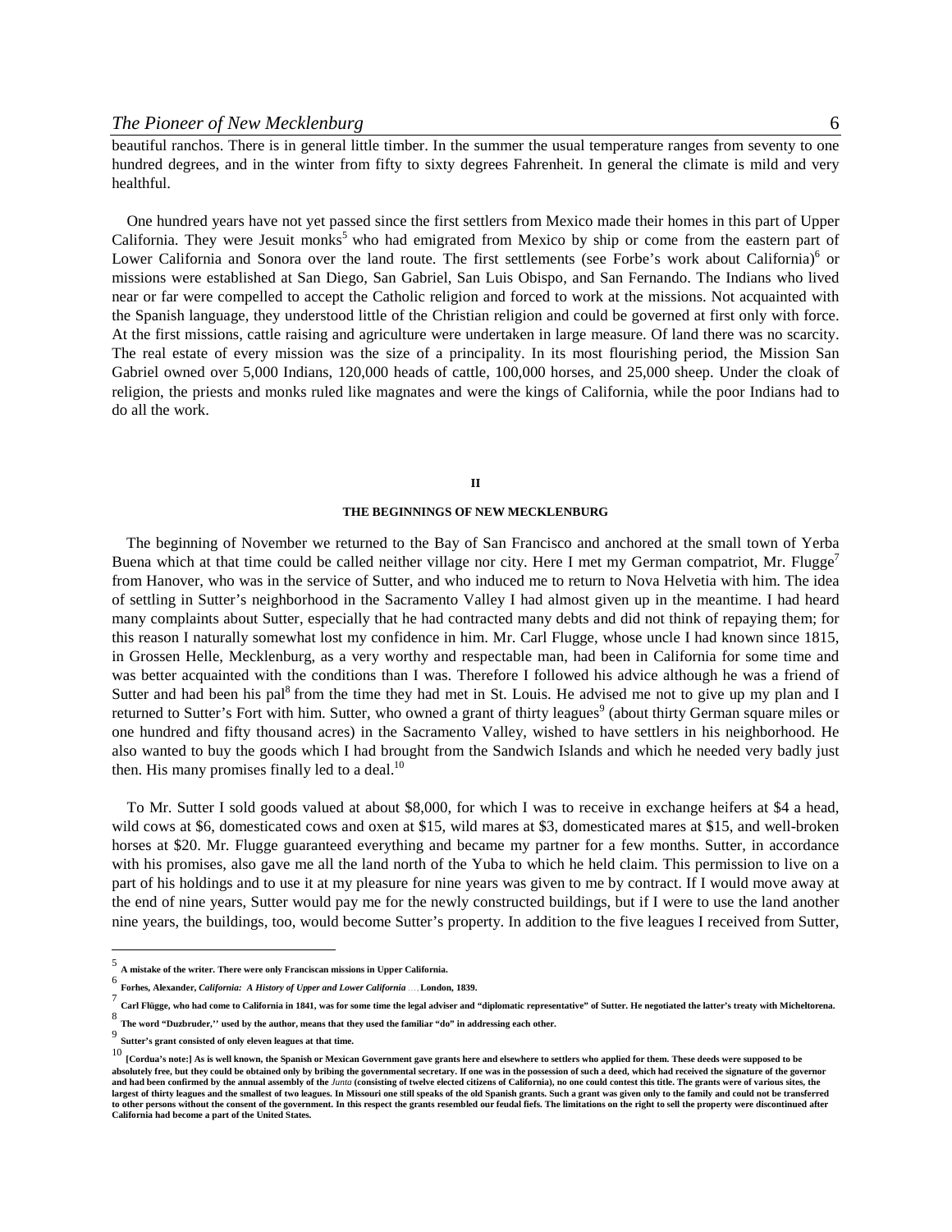beautiful ranchos. There is in general little timber. In the summer the usual temperature ranges from seventy to one hundred degrees, and in the winter from fifty to sixty degrees Fahrenheit. In general the climate is mild and very healthful.

One hundred years have not yet passed since the first settlers from Mexico made their homes in this part of Upper California. They were Jesuit monks[5] who had emigrated from Mexico by ship or come from the eastern part of Lower California and Sonora over the land route. The first settlements (see Forbe's work about California)[6] or missions were established at San Diego, San Gabriel, San Luis Obispo, and San Fernando. The Indians who lived near or far were compelled to accept the Catholic religion and forced to work at the missions. Not acquainted with the Spanish language, they understood little of the Christian religion and could be governed at first only with force. At the first missions, cattle raising and agriculture were undertaken in large measure. Of land there was no scarcity. The real estate of every mission was the size of a principality. In its most flourishing period, the Mission San Gabriel owned over 5,000 Indians, 120,000 heads of cattle, 100,000 horses, and 25,000 sheep. Under the cloak of religion, the priests and monks ruled like magnates and were the kings of California, while the poor Indians had to do all the work.

## II

### THE BEGINNINGS OF NEW MECKLENBURG

The beginning of November we returned to the Bay of San Francisco and anchored at the small town of Yerba Buena which at that time could be called neither village nor city. Here I met my German compatriot, Mr. Flugge[7] from Hanover, who was in the service of Sutter, and who induced me to return to Nova Helvetia with him. The idea of settling in Sutter's neighborhood in the Sacramento Valley I had almost given up in the meantime. I had heard many complaints about Sutter, especially that he had contracted many debts and did not think of repaying them; for this reason I naturally somewhat lost my confidence in him. Mr. Carl Flugge, whose uncle I had known since 1815, in Grossen Helle, Mecklenburg, as a very worthy and respectable man, had been in California for some time and was better acquainted with the conditions than I was. Therefore I followed his advice although he was a friend of Sutter and had been his pal[8] from the time they had met in St. Louis. He advised me not to give up my plan and I returned to Sutter's Fort with him. Sutter, who owned a grant of thirty leagues[9] (about thirty German square miles or one hundred and fifty thousand acres) in the Sacramento Valley, wished to have settlers in his neighborhood. He also wanted to buy the goods which I had brought from the Sandwich Islands and which he needed very badly just then. His many promises finally led to a deal.[10]

To Mr. Sutter I sold goods valued at about $8,000, for which I was to receive in exchange heifers at $4 a head, wild cows at $6, domesticated cows and oxen at $15, wild mares at $3, domesticated mares at $15, and well-broken horses at $20. Mr. Flugge guaranteed everything and became my partner for a few months. Sutter, in accordance with his promises, also gave me all the land north of the Yuba to which he held claim. This permission to live on a part of his holdings and to use it at my pleasure for nine years was given to me by contract. If I would move away at the end of nine years, Sutter would pay me for the newly constructed buildings, but if I were to use the land another nine years, the buildings, too, would become Sutter's property. In addition to the five leagues I received from Sutter,

---

[5] **A mistake of the writer. There were only Franciscan missions in Upper California.**

[6] **Forbes, Alexander, *California: A History of Upper and Lower California* ...., London, 1839.**

[7] **Carl Flügge, who had come to California in 1841, was for some time the legal adviser and "diplomatic representative" of Sutter. He negotiated the latter's treaty with Micheltorena.**

[8] **The word "Duzbruder,'' used by the author, means that they used the familiar "do" in addressing each other.**

[9] **Sutter's grant consisted of only eleven leagues at that time.**

[10] **[Cordua's note:] As is well known, the Spanish or Mexican Government gave grants here and elsewhere to settlers who applied for them. These deeds were supposed to be absolutely free, but they could be obtained only by bribing the governmental secretary. If one was in the possession of such a deed, which had received the signature of the governor and had been confirmed by the annual assembly of the *Junta* (consisting of twelve elected citizens of California), no one could contest this title. The grants were of various sites, the largest of thirty leagues and the smallest of two leagues. In Missouri one still speaks of the old Spanish grants. Such a grant was given only to the family and could not be transferred to other persons without the consent of the government. In this respect the grants resembled our feudal fiefs. The limitations on the right to sell the property were discontinued after California had become a part of the United States.**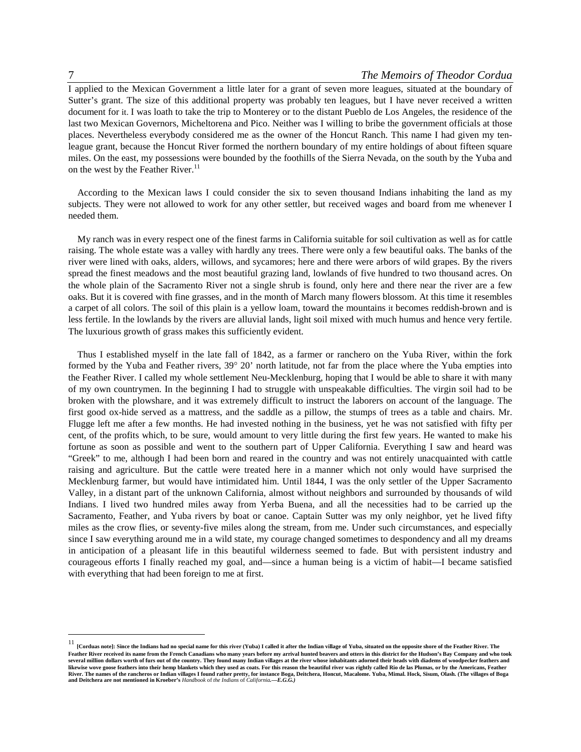I applied to the Mexican Government a little later for a grant of seven more leagues, situated at the boundary of Sutter's grant. The size of this additional property was probably ten leagues, but I have never received a written document for it. I was loath to take the trip to Monterey or to the distant Pueblo de Los Angeles, the residence of the last two Mexican Governors, Micheltorena and Pico. Neither was I willing to bribe the government officials at those places. Nevertheless everybody considered me as the owner of the Honcut Ranch. This name I had given my ten-league grant, because the Honcut River formed the northern boundary of my entire holdings of about fifteen square miles. On the east, my possessions were bounded by the foothills of the Sierra Nevada, on the south by the Yuba and on the west by the Feather River.[11]

According to the Mexican laws I could consider the six to seven thousand Indians inhabiting the land as my subjects. They were not allowed to work for any other settler, but received wages and board from me whenever I needed them.

My ranch was in every respect one of the finest farms in California suitable for soil cultivation as well as for cattle raising. The whole estate was a valley with hardly any trees. There were only a few beautiful oaks. The banks of the river were lined with oaks, alders, willows, and sycamores; here and there were arbors of wild grapes. By the rivers spread the finest meadows and the most beautiful grazing land, lowlands of five hundred to two thousand acres. On the whole plain of the Sacramento River not a single shrub is found, only here and there near the river are a few oaks. But it is covered with fine grasses, and in the month of March many flowers blossom. At this time it resembles a carpet of all colors. The soil of this plain is a yellow loam, toward the mountains it becomes reddish-brown and is less fertile. In the lowlands by the rivers are alluvial lands, light soil mixed with much humus and hence very fertile. The luxurious growth of grass makes this sufficiently evident.

Thus I established myself in the late fall of 1842, as a farmer or ranchero on the Yuba River, within the fork formed by the Yuba and Feather rivers, 39° 20' north latitude, not far from the place where the Yuba empties into the Feather River. I called my whole settlement Neu-Mecklenburg, hoping that I would be able to share it with many of my own countrymen. In the beginning I had to struggle with unspeakable difficulties. The virgin soil had to be broken with the plowshare, and it was extremely difficult to instruct the laborers on account of the language. The first good ox-hide served as a mattress, and the saddle as a pillow, the stumps of trees as a table and chairs. Mr. Flugge left me after a few months. He had invested nothing in the business, yet he was not satisfied with fifty per cent, of the profits which, to be sure, would amount to very little during the first few years. He wanted to make his fortune as soon as possible and went to the southern part of Upper California. Everything I saw and heard was "Greek" to me, although I had been born and reared in the country and was not entirely unacquainted with cattle raising and agriculture. But the cattle were treated here in a manner which not only would have surprised the Mecklenburg farmer, but would have intimidated him. Until 1844, I was the only settler of the Upper Sacramento Valley, in a distant part of the unknown California, almost without neighbors and surrounded by thousands of wild Indians. I lived two hundred miles away from Yerba Buena, and all the necessities had to be carried up the Sacramento, Feather, and Yuba rivers by boat or canoe. Captain Sutter was my only neighbor, yet he lived fifty miles as the crow flies, or seventy-five miles along the stream, from me. Under such circumstances, and especially since I saw everything around me in a wild state, my courage changed sometimes to despondency and all my dreams in anticipation of a pleasant life in this beautiful wilderness seemed to fade. But with persistent industry and courageous efforts I finally reached my goal, and—since a human being is a victim of habit—I became satisfied with everything that had been foreign to me at first.

---

[11] **[Corduas note]: Since the Indians had no special name for this river (Yuba) I called it after the Indian village of Yuba, situated on the opposite shore of the Feather River. The Feather River received its name from the French Canadians who many years before my arrival hunted beavers and otters in this district for the Hudson's Bay Company and who took several million dollars worth of furs out of the country. They found many Indian villages at the river whose inhabitants adorned their heads with diadems of woodpecker feathers and likewise wove goose feathers into their hemp blankets which they used as coats. For this reason the beautiful river was rightly called Rio de las Plumas, or by the Americans, Feather River. The names of the rancheros or Indian villages I found rather pretty, for instance Boga, Deitchera, Honcut, Macalome. Yuba, Mimal. Hock, Sisum, Olash. (The villages of Boga and Deitchera are not mentioned in Kroeber's** ***Handbook of the Indians of California*.—*E.G.G.)***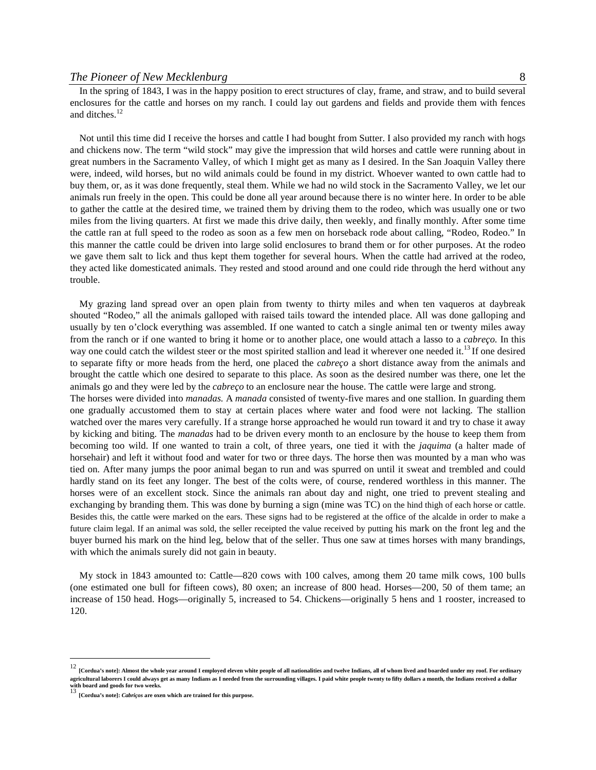In the spring of 1843, I was in the happy position to erect structures of clay, frame, and straw, and to build several enclosures for the cattle and horses on my ranch. I could lay out gardens and fields and provide them with fences and ditches.[12]

Not until this time did I receive the horses and cattle I had bought from Sutter. I also provided my ranch with hogs and chickens now. The term "wild stock" may give the impression that wild horses and cattle were running about in great numbers in the Sacramento Valley, of which I might get as many as I desired. In the San Joaquin Valley there were, indeed, wild horses, but no wild animals could be found in my district. Whoever wanted to own cattle had to buy them, or, as it was done frequently, steal them. While we had no wild stock in the Sacramento Valley, we let our animals run freely in the open. This could be done all year around because there is no winter here. In order to be able to gather the cattle at the desired time, we trained them by driving them to the rodeo, which was usually one or two miles from the living quarters. At first we made this drive daily, then weekly, and finally monthly. After some time the cattle ran at full speed to the rodeo as soon as a few men on horseback rode about calling, "Rodeo, Rodeo." In this manner the cattle could be driven into large solid enclosures to brand them or for other purposes. At the rodeo we gave them salt to lick and thus kept them together for several hours. When the cattle had arrived at the rodeo, they acted like domesticated animals. They rested and stood around and one could ride through the herd without any trouble.

My grazing land spread over an open plain from twenty to thirty miles and when ten vaqueros at daybreak shouted "Rodeo," all the animals galloped with raised tails toward the intended place. All was done galloping and usually by ten o'clock everything was assembled. If one wanted to catch a single animal ten or twenty miles away from the ranch or if one wanted to bring it home or to another place, one would attach a lasso to a *cabreço.* In this way one could catch the wildest steer or the most spirited stallion and lead it wherever one needed it.[13] If one desired to separate fifty or more heads from the herd, one placed the *cabreço* a short distance away from the animals and brought the cattle which one desired to separate to this place. As soon as the desired number was there, one let the animals go and they were led by the *cabreço* to an enclosure near the house. The cattle were large and strong.

The horses were divided into *manadas.* A *manada* consisted of twenty-five mares and one stallion. In guarding them one gradually accustomed them to stay at certain places where water and food were not lacking. The stallion watched over the mares very carefully. If a strange horse approached he would run toward it and try to chase it away by kicking and biting. The *manadas* had to be driven every month to an enclosure by the house to keep them from becoming too wild. If one wanted to train a colt, of three years, one tied it with the *jaquima* (a halter made of horsehair) and left it without food and water for two or three days. The horse then was mounted by a man who was tied on. After many jumps the poor animal began to run and was spurred on until it sweat and trembled and could hardly stand on its feet any longer. The best of the colts were, of course, rendered worthless in this manner. The horses were of an excellent stock. Since the animals ran about day and night, one tried to prevent stealing and exchanging by branding them. This was done by burning a sign (mine was TC) on the hind thigh of each horse or cattle. Besides this, the cattle were marked on the ears. These signs had to be registered at the office of the alcalde in order to make a future claim legal. If an animal was sold, the seller receipted the value received by putting his mark on the front leg and the buyer burned his mark on the hind leg, below that of the seller. Thus one saw at times horses with many brandings, with which the animals surely did not gain in beauty.

My stock in 1843 amounted to: Cattle—820 cows with 100 calves, among them 20 tame milk cows, 100 bulls (one estimated one bull for fifteen cows), 80 oxen; an increase of 800 head. Horses—200, 50 of them tame; an increase of 150 head. Hogs—originally 5, increased to 54. Chickens—originally 5 hens and 1 rooster, increased to 120.

---

[12] **[Cordua's note]: Almost the whole year around I employed eleven white people of all nationalities and twelve Indians, all of whom lived and boarded under my roof. For ordinary agricultural laborers I could always get as many Indians as I needed from the surrounding villages. I paid white people twenty to fifty dollars a month, the Indians received a dollar with board and goods for two weeks.**

[13] **[Cordua's note]: *Cabriços* are oxen which are trained for this purpose.**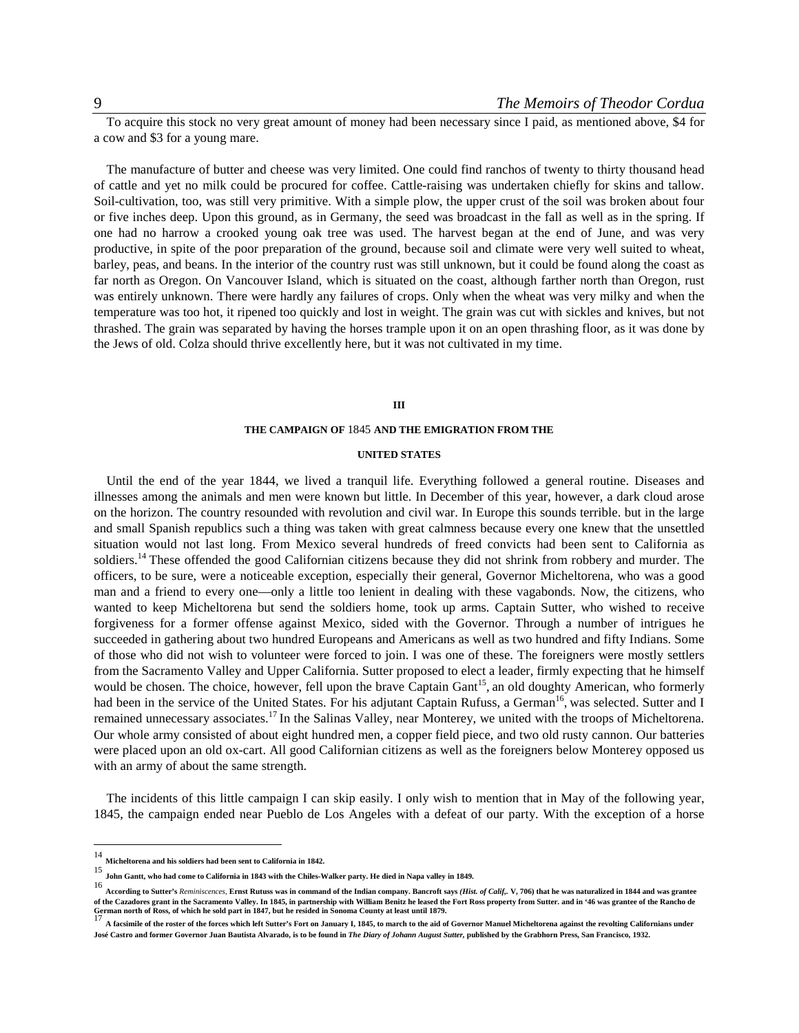To acquire this stock no very great amount of money had been necessary since I paid, as mentioned above, $4 for a cow and $3 for a young mare.

The manufacture of butter and cheese was very limited. One could find ranchos of twenty to thirty thousand head of cattle and yet no milk could be procured for coffee. Cattle-raising was undertaken chiefly for skins and tallow. Soil-cultivation, too, was still very primitive. With a simple plow, the upper crust of the soil was broken about four or five inches deep. Upon this ground, as in Germany, the seed was broadcast in the fall as well as in the spring. If one had no harrow a crooked young oak tree was used. The harvest began at the end of June, and was very productive, in spite of the poor preparation of the ground, because soil and climate were very well suited to wheat, barley, peas, and beans. In the interior of the country rust was still unknown, but it could be found along the coast as far north as Oregon. On Vancouver Island, which is situated on the coast, although farther north than Oregon, rust was entirely unknown. There were hardly any failures of crops. Only when the wheat was very milky and when the temperature was too hot, it ripened too quickly and lost in weight. The grain was cut with sickles and knives, but not thrashed. The grain was separated by having the horses trample upon it on an open thrashing floor, as it was done by the Jews of old. Colza should thrive excellently here, but it was not cultivated in my time.

## III

## THE CAMPAIGN OF 1845 AND THE EMIGRATION FROM THE UNITED STATES

Until the end of the year 1844, we lived a tranquil life. Everything followed a general routine. Diseases and illnesses among the animals and men were known but little. In December of this year, however, a dark cloud arose on the horizon. The country resounded with revolution and civil war. In Europe this sounds terrible. but in the large and small Spanish republics such a thing was taken with great calmness because every one knew that the unsettled situation would not last long. From Mexico several hundreds of freed convicts had been sent to California as soldiers.[14] These offended the good Californian citizens because they did not shrink from robbery and murder. The officers, to be sure, were a noticeable exception, especially their general, Governor Micheltorena, who was a good man and a friend to every one—only a little too lenient in dealing with these vagabonds. Now, the citizens, who wanted to keep Micheltorena but send the soldiers home, took up arms. Captain Sutter, who wished to receive forgiveness for a former offense against Mexico, sided with the Governor. Through a number of intrigues he succeeded in gathering about two hundred Europeans and Americans as well as two hundred and fifty Indians. Some of those who did not wish to volunteer were forced to join. I was one of these. The foreigners were mostly settlers from the Sacramento Valley and Upper California. Sutter proposed to elect a leader, firmly expecting that he himself would be chosen. The choice, however, fell upon the brave Captain Gant[15], an old doughty American, who formerly had been in the service of the United States. For his adjutant Captain Rufuss, a German[16], was selected. Sutter and I remained unnecessary associates.[17] In the Salinas Valley, near Monterey, we united with the troops of Micheltorena. Our whole army consisted of about eight hundred men, a copper field piece, and two old rusty cannon. Our batteries were placed upon an old ox-cart. All good Californian citizens as well as the foreigners below Monterey opposed us with an army of about the same strength.

The incidents of this little campaign I can skip easily. I only wish to mention that in May of the following year, 1845, the campaign ended near Pueblo de Los Angeles with a defeat of our party. With the exception of a horse

---

[14] **Micheltorena and his soldiers had been sent to California in 1842.**

[15] **John Gantt, who had come to California in 1843 with the Chiles-Walker party. He died in Napa valley in 1849.**

[16] **According to Sutter's *Reminiscences*, Ernst Rutuss was in command of the Indian company. Bancroft says *(Hist. of Calif*,. V, 706) that he was naturalized in 1844 and was grantee of the Cazadores grant in the Sacramento Valley. In 1845, in partnership with William Benitz he leased the Fort Ross property from Sutter. and in '46 was grantee of the Rancho de German north of Ross, of which he sold part in 1847, but he resided in Sonoma County at least until 1879.**

[17] **A facsimile of the roster of the forces which left Sutter's Fort on January I, 1845, to march to the aid of Governor Manuel Micheltorena against the revolting Californians under José Castro and former Governor Juan Bautista Alvarado, is to be found in *The Diary of Johann August Sutter*, published by the Grabhorn Press, San Francisco, 1932.**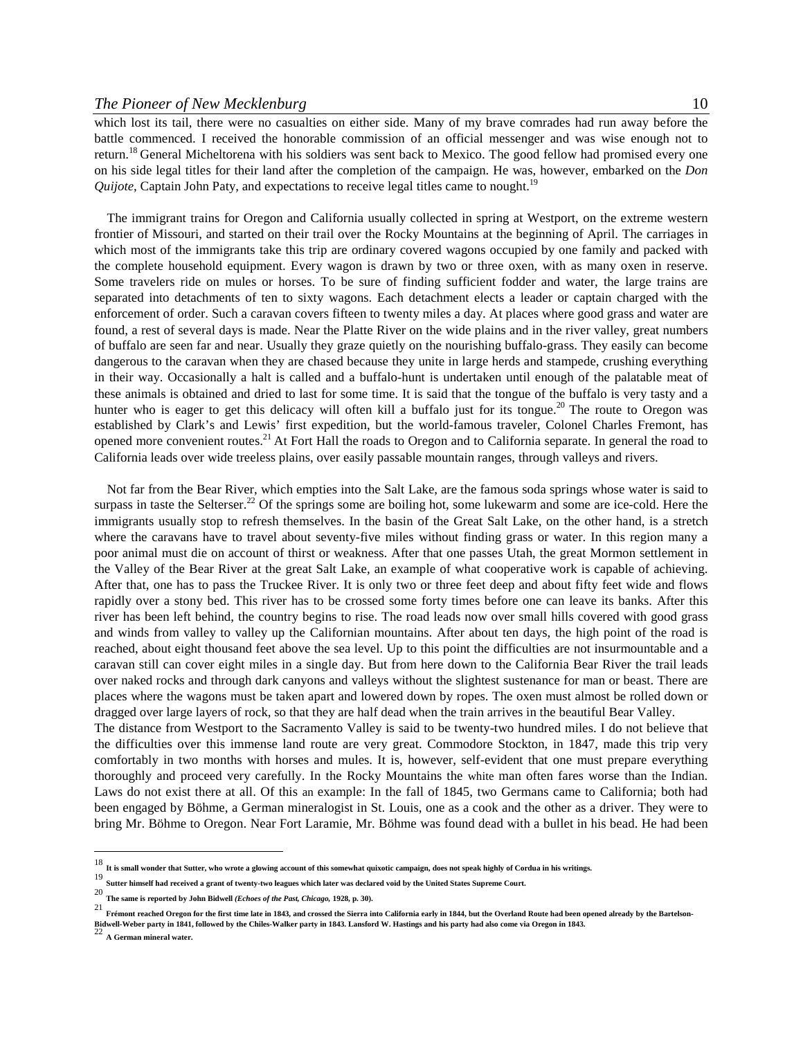which lost its tail, there were no casualties on either side. Many of my brave comrades had run away before the battle commenced. I received the honorable commission of an official messenger and was wise enough not to return.[18] General Micheltorena with his soldiers was sent back to Mexico. The good fellow had promised every one on his side legal titles for their land after the completion of the campaign. He was, however, embarked on the *Don Quijote*, Captain John Paty, and expectations to receive legal titles came to nought.[19]

The immigrant trains for Oregon and California usually collected in spring at Westport, on the extreme western frontier of Missouri, and started on their trail over the Rocky Mountains at the beginning of April. The carriages in which most of the immigrants take this trip are ordinary covered wagons occupied by one family and packed with the complete household equipment. Every wagon is drawn by two or three oxen, with as many oxen in reserve. Some travelers ride on mules or horses. To be sure of finding sufficient fodder and water, the large trains are separated into detachments of ten to sixty wagons. Each detachment elects a leader or captain charged with the enforcement of order. Such a caravan covers fifteen to twenty miles a day. At places where good grass and water are found, a rest of several days is made. Near the Platte River on the wide plains and in the river valley, great numbers of buffalo are seen far and near. Usually they graze quietly on the nourishing buffalo-grass. They easily can become dangerous to the caravan when they are chased because they unite in large herds and stampede, crushing everything in their way. Occasionally a halt is called and a buffalo-hunt is undertaken until enough of the palatable meat of these animals is obtained and dried to last for some time. It is said that the tongue of the buffalo is very tasty and a hunter who is eager to get this delicacy will often kill a buffalo just for its tongue.[20] The route to Oregon was established by Clark's and Lewis' first expedition, but the world-famous traveler, Colonel Charles Fremont, has opened more convenient routes.[21] At Fort Hall the roads to Oregon and to California separate. In general the road to California leads over wide treeless plains, over easily passable mountain ranges, through valleys and rivers.

Not far from the Bear River, which empties into the Salt Lake, are the famous soda springs whose water is said to surpass in taste the Selterser.[22] Of the springs some are boiling hot, some lukewarm and some are ice-cold. Here the immigrants usually stop to refresh themselves. In the basin of the Great Salt Lake, on the other hand, is a stretch where the caravans have to travel about seventy-five miles without finding grass or water. In this region many a poor animal must die on account of thirst or weakness. After that one passes Utah, the great Mormon settlement in the Valley of the Bear River at the great Salt Lake, an example of what cooperative work is capable of achieving. After that, one has to pass the Truckee River. It is only two or three feet deep and about fifty feet wide and flows rapidly over a stony bed. This river has to be crossed some forty times before one can leave its banks. After this river has been left behind, the country begins to rise. The road leads now over small hills covered with good grass and winds from valley to valley up the Californian mountains. After about ten days, the high point of the road is reached, about eight thousand feet above the sea level. Up to this point the difficulties are not insurmountable and a caravan still can cover eight miles in a single day. But from here down to the California Bear River the trail leads over naked rocks and through dark canyons and valleys without the slightest sustenance for man or beast. There are places where the wagons must be taken apart and lowered down by ropes. The oxen must almost be rolled down or dragged over large layers of rock, so that they are half dead when the train arrives in the beautiful Bear Valley.

The distance from Westport to the Sacramento Valley is said to be twenty-two hundred miles. I do not believe that the difficulties over this immense land route are very great. Commodore Stockton, in 1847, made this trip very comfortably in two months with horses and mules. It is, however, self-evident that one must prepare everything thoroughly and proceed very carefully. In the Rocky Mountains the white man often fares worse than the Indian. Laws do not exist there at all. Of this an example: In the fall of 1845, two Germans came to California; both had been engaged by Böhme, a German mineralogist in St. Louis, one as a cook and the other as a driver. They were to bring Mr. Böhme to Oregon. Near Fort Laramie, Mr. Böhme was found dead with a bullet in his bead. He had been

---

[18] It is small wonder that Sutter, who wrote a glowing account of this somewhat quixotic campaign, does not speak highly of Cordua in his writings.

[19] Sutter himself had received a grant of twenty-two leagues which later was declared void by the United States Supreme Court.

[20] The same is reported by John Bidwell *(Echoes of the Past, Chicago,* 1928, p. 30).

[21] Frémont reached Oregon for the first time late in 1843, and crossed the Sierra into California early in 1844, but the Overland Route had been opened already by the Bartelson-Bidwell-Weber party in 1841, followed by the Chiles-Walker party in 1843. Lansford W. Hastings and his party had also come via Oregon in 1843.

[22] A German mineral water.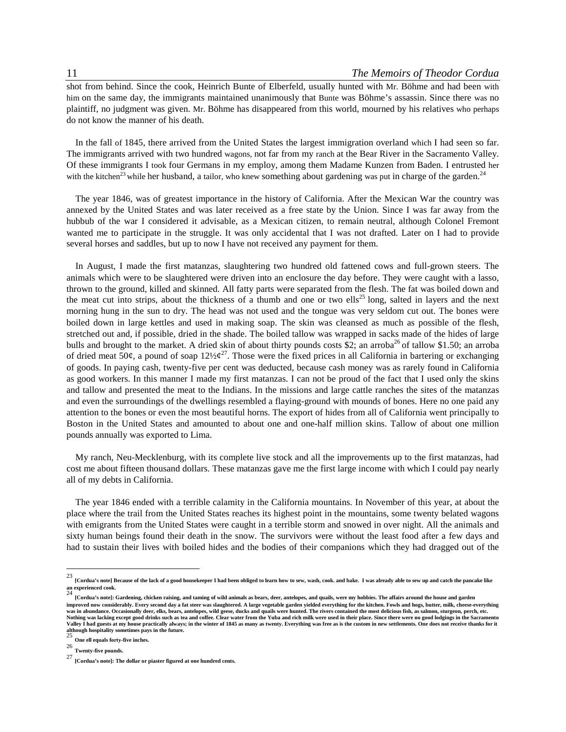shot from behind. Since the cook, Heinrich Bunte of Elberfeld, usually hunted with Mr. Böhme and had been with him on the same day, the immigrants maintained unanimously that Bunte was Böhme's assassin. Since there was no plaintiff, no judgment was given. Mr. Böhme has disappeared from this world, mourned by his relatives who perhaps do not know the manner of his death.

In the fall of 1845, there arrived from the United States the largest immigration overland which I had seen so far. The immigrants arrived with two hundred wagons, not far from my ranch at the Bear River in the Sacramento Valley. Of these immigrants I took four Germans in my employ, among them Madame Kunzen from Baden. I entrusted her with the kitchen[23] while her husband, a tailor, who knew something about gardening was put in charge of the garden.[24]

The year 1846, was of greatest importance in the history of California. After the Mexican War the country was annexed by the United States and was later received as a free state by the Union. Since I was far away from the hubbub of the war I considered it advisable, as a Mexican citizen, to remain neutral, although Colonel Fremont wanted me to participate in the struggle. It was only accidental that I was not drafted. Later on I had to provide several horses and saddles, but up to now I have not received any payment for them.

In August, I made the first matanzas, slaughtering two hundred old fattened cows and full-grown steers. The animals which were to be slaughtered were driven into an enclosure the day before. They were caught with a lasso, thrown to the ground, killed and skinned. All fatty parts were separated from the flesh. The fat was boiled down and the meat cut into strips, about the thickness of a thumb and one or two ells[25] long, salted in layers and the next morning hung in the sun to dry. The head was not used and the tongue was very seldom cut out. The bones were boiled down in large kettles and used in making soap. The skin was cleansed as much as possible of the flesh, stretched out and, if possible, dried in the shade. The boiled tallow was wrapped in sacks made of the hides of large bulls and brought to the market. A dried skin of about thirty pounds costs $2; an arroba[26] of tallow $1.50; an arroba of dried meat 50¢, a pound of soap 12½¢[27]. Those were the fixed prices in all California in bartering or exchanging of goods. In paying cash, twenty-five per cent was deducted, because cash money was as rarely found in California as good workers. In this manner I made my first matanzas. I can not be proud of the fact that I used only the skins and tallow and presented the meat to the Indians. In the missions and large cattle ranches the sites of the matanzas and even the surroundings of the dwellings resembled a flaying-ground with mounds of bones. Here no one paid any attention to the bones or even the most beautiful horns. The export of hides from all of California went principally to Boston in the United States and amounted to about one and one-half million skins. Tallow of about one million pounds annually was exported to Lima.

My ranch, Neu-Mecklenburg, with its complete live stock and all the improvements up to the first matanzas, had cost me about fifteen thousand dollars. These matanzas gave me the first large income with which I could pay nearly all of my debts in California.

The year 1846 ended with a terrible calamity in the California mountains. In November of this year, at about the place where the trail from the United States reaches its highest point in the mountains, some twenty belated wagons with emigrants from the United States were caught in a terrible storm and snowed in over night. All the animals and sixty human beings found their death in the snow. The survivors were without the least food after a few days and had to sustain their lives with boiled hides and the bodies of their companions which they had dragged out of the

---

[23] **[Cordua's note] Because of the lack of a good housekeeper I had been obliged to learn how to sew, wash, cook. and bake. I was already able to sew up and catch the pancake like an experienced cook.**

[24] **[Cordua's note]: Gardening, chicken raising, and taming of wild animals as bears, deer, antelopes, and quails, were my hobbies. The affairs around the house and garden improved now considerably. Every second day a fat steer was slaughtered. A large vegetable garden yielded everything for the kitchen. Fowls and hogs, butter, milk, cheese-everything was in abundance. Occasionally deer, elks, bears, antelopes, wild geese, ducks and quails were hunted. The rivers contained the most delicious fish, as salmon, sturgeon, perch, etc. Nothing was lacking except good drinks such as tea and coffee. Clear water from the Yuba and rich milk were used in their place. Since there were no good lodgings in the Sacramento Valley I had guests at my house practically always; in the winter of 1845 as many as twenty. Everything was free as is the custom in new settlements. One does not receive thanks for it although hospitality sometimes pays in the future.**

[25] **One ell equals forty-five inches.**

[26] **Twenty-five pounds.**

[27] **[Cordua's note]: The dollar or piaster figured at one hundred cents.**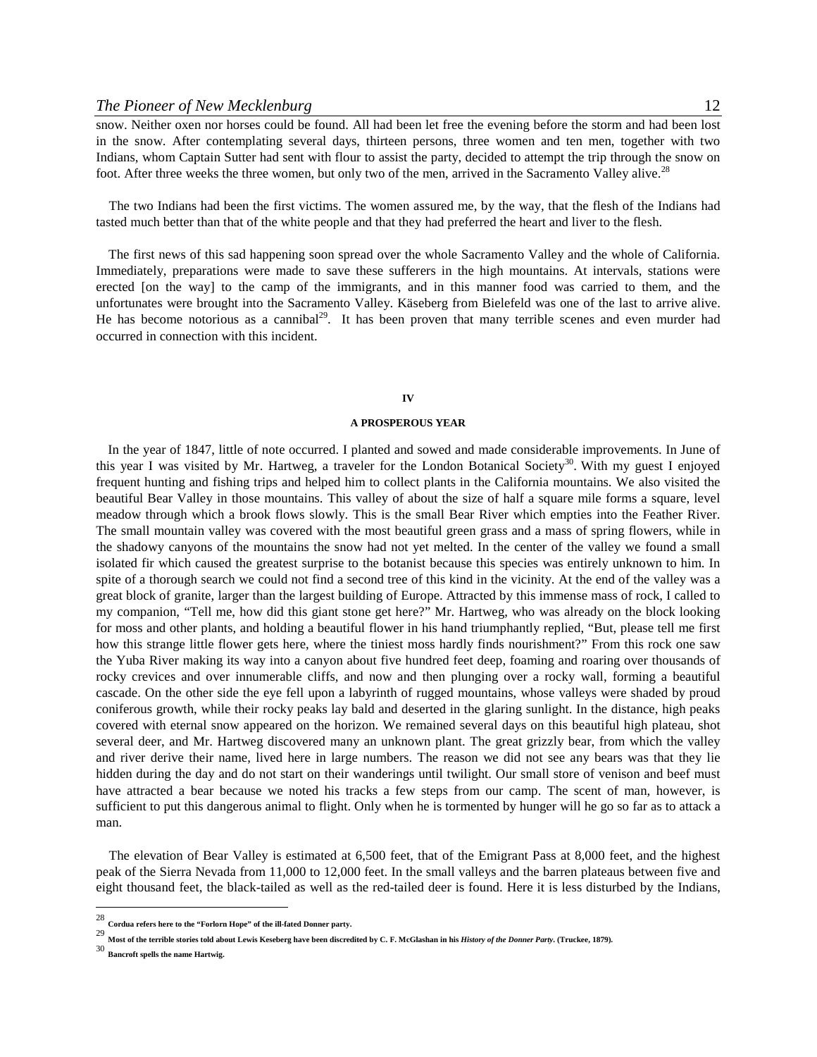snow. Neither oxen nor horses could be found. All had been let free the evening before the storm and had been lost in the snow. After contemplating several days, thirteen persons, three women and ten men, together with two Indians, whom Captain Sutter had sent with flour to assist the party, decided to attempt the trip through the snow on foot. After three weeks the three women, but only two of the men, arrived in the Sacramento Valley alive.[28]

The two Indians had been the first victims. The women assured me, by the way, that the flesh of the Indians had tasted much better than that of the white people and that they had preferred the heart and liver to the flesh.

The first news of this sad happening soon spread over the whole Sacramento Valley and the whole of California. Immediately, preparations were made to save these sufferers in the high mountains. At intervals, stations were erected [on the way] to the camp of the immigrants, and in this manner food was carried to them, and the unfortunates were brought into the Sacramento Valley. Käseberg from Bielefeld was one of the last to arrive alive. He has become notorious as a cannibal[29]. It has been proven that many terrible scenes and even murder had occurred in connection with this incident.

## IV

## A PROSPEROUS YEAR

In the year of 1847, little of note occurred. I planted and sowed and made considerable improvements. In June of this year I was visited by Mr. Hartweg, a traveler for the London Botanical Society[30]. With my guest I enjoyed frequent hunting and fishing trips and helped him to collect plants in the California mountains. We also visited the beautiful Bear Valley in those mountains. This valley of about the size of half a square mile forms a square, level meadow through which a brook flows slowly. This is the small Bear River which empties into the Feather River. The small mountain valley was covered with the most beautiful green grass and a mass of spring flowers, while in the shadowy canyons of the mountains the snow had not yet melted. In the center of the valley we found a small isolated fir which caused the greatest surprise to the botanist because this species was entirely unknown to him. In spite of a thorough search we could not find a second tree of this kind in the vicinity. At the end of the valley was a great block of granite, larger than the largest building of Europe. Attracted by this immense mass of rock, I called to my companion, "Tell me, how did this giant stone get here?" Mr. Hartweg, who was already on the block looking for moss and other plants, and holding a beautiful flower in his hand triumphantly replied, "But, please tell me first how this strange little flower gets here, where the tiniest moss hardly finds nourishment?" From this rock one saw the Yuba River making its way into a canyon about five hundred feet deep, foaming and roaring over thousands of rocky crevices and over innumerable cliffs, and now and then plunging over a rocky wall, forming a beautiful cascade. On the other side the eye fell upon a labyrinth of rugged mountains, whose valleys were shaded by proud coniferous growth, while their rocky peaks lay bald and deserted in the glaring sunlight. In the distance, high peaks covered with eternal snow appeared on the horizon. We remained several days on this beautiful high plateau, shot several deer, and Mr. Hartweg discovered many an unknown plant. The great grizzly bear, from which the valley and river derive their name, lived here in large numbers. The reason we did not see any bears was that they lie hidden during the day and do not start on their wanderings until twilight. Our small store of venison and beef must have attracted a bear because we noted his tracks a few steps from our camp. The scent of man, however, is sufficient to put this dangerous animal to flight. Only when he is tormented by hunger will he go so far as to attack a man.

The elevation of Bear Valley is estimated at 6,500 feet, that of the Emigrant Pass at 8,000 feet, and the highest peak of the Sierra Nevada from 11,000 to 12,000 feet. In the small valleys and the barren plateaus between five and eight thousand feet, the black-tailed as well as the red-tailed deer is found. Here it is less disturbed by the Indians,

---

[28] **Cordua refers here to the "Forlorn Hope" of the ill-fated Donner party.**

[29] **Most of the terrible stories told about Lewis Keseberg have been discredited by C. F. McGlashan in his *History of the Donner Party*. (Truckee, 1879).**

[30] **Bancroft spells the name Hartwig.**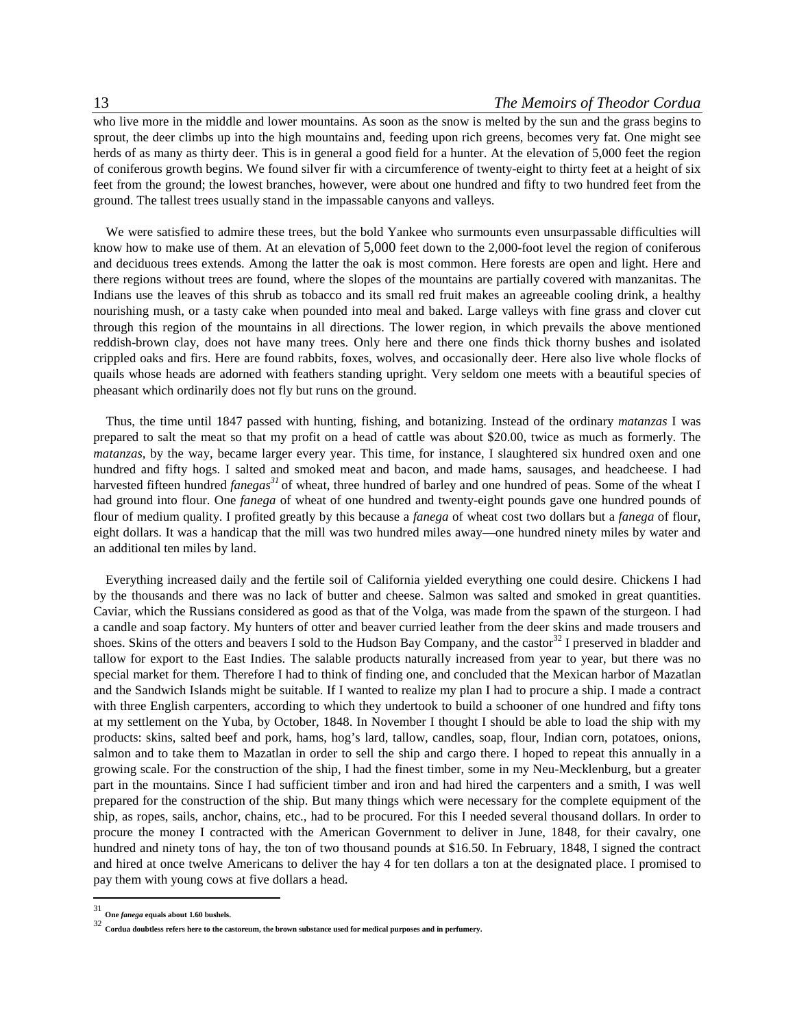who live more in the middle and lower mountains. As soon as the snow is melted by the sun and the grass begins to sprout, the deer climbs up into the high mountains and, feeding upon rich greens, becomes very fat. One might see herds of as many as thirty deer. This is in general a good field for a hunter. At the elevation of 5,000 feet the region of coniferous growth begins. We found silver fir with a circumference of twenty-eight to thirty feet at a height of six feet from the ground; the lowest branches, however, were about one hundred and fifty to two hundred feet from the ground. The tallest trees usually stand in the impassable canyons and valleys.

We were satisfied to admire these trees, but the bold Yankee who surmounts even unsurpassable difficulties will know how to make use of them. At an elevation of 5,000 feet down to the 2,000-foot level the region of coniferous and deciduous trees extends. Among the latter the oak is most common. Here forests are open and light. Here and there regions without trees are found, where the slopes of the mountains are partially covered with manzanitas. The Indians use the leaves of this shrub as tobacco and its small red fruit makes an agreeable cooling drink, a healthy nourishing mush, or a tasty cake when pounded into meal and baked. Large valleys with fine grass and clover cut through this region of the mountains in all directions. The lower region, in which prevails the above mentioned reddish-brown clay, does not have many trees. Only here and there one finds thick thorny bushes and isolated crippled oaks and firs. Here are found rabbits, foxes, wolves, and occasionally deer. Here also live whole flocks of quails whose heads are adorned with feathers standing upright. Very seldom one meets with a beautiful species of pheasant which ordinarily does not fly but runs on the ground.

Thus, the time until 1847 passed with hunting, fishing, and botanizing. Instead of the ordinary *matanzas* I was prepared to salt the meat so that my profit on a head of cattle was about $20.00, twice as much as formerly. The *matanzas*, by the way, became larger every year. This time, for instance, I slaughtered six hundred oxen and one hundred and fifty hogs. I salted and smoked meat and bacon, and made hams, sausages, and headcheese. I had harvested fifteen hundred *fanegas*[31] of wheat, three hundred of barley and one hundred of peas. Some of the wheat I had ground into flour. One *fanega* of wheat of one hundred and twenty-eight pounds gave one hundred pounds of flour of medium quality. I profited greatly by this because a *fanega* of wheat cost two dollars but a *fanega* of flour, eight dollars. It was a handicap that the mill was two hundred miles away—one hundred ninety miles by water and an additional ten miles by land.

Everything increased daily and the fertile soil of California yielded everything one could desire. Chickens I had by the thousands and there was no lack of butter and cheese. Salmon was salted and smoked in great quantities. Caviar, which the Russians considered as good as that of the Volga, was made from the spawn of the sturgeon. I had a candle and soap factory. My hunters of otter and beaver curried leather from the deer skins and made trousers and shoes. Skins of the otters and beavers I sold to the Hudson Bay Company, and the castor[32] I preserved in bladder and tallow for export to the East Indies. The salable products naturally increased from year to year, but there was no special market for them. Therefore I had to think of finding one, and concluded that the Mexican harbor of Mazatlan and the Sandwich Islands might be suitable. If I wanted to realize my plan I had to procure a ship. I made a contract with three English carpenters, according to which they undertook to build a schooner of one hundred and fifty tons at my settlement on the Yuba, by October, 1848. In November I thought I should be able to load the ship with my products: skins, salted beef and pork, hams, hog's lard, tallow, candles, soap, flour, Indian corn, potatoes, onions, salmon and to take them to Mazatlan in order to sell the ship and cargo there. I hoped to repeat this annually in a growing scale. For the construction of the ship, I had the finest timber, some in my Neu-Mecklenburg, but a greater part in the mountains. Since I had sufficient timber and iron and had hired the carpenters and a smith, I was well prepared for the construction of the ship. But many things which were necessary for the complete equipment of the ship, as ropes, sails, anchor, chains, etc., had to be procured. For this I needed several thousand dollars. In order to procure the money I contracted with the American Government to deliver in June, 1848, for their cavalry, one hundred and ninety tons of hay, the ton of two thousand pounds at $16.50. In February, 1848, I signed the contract and hired at once twelve Americans to deliver the hay 4 for ten dollars a ton at the designated place. I promised to pay them with young cows at five dollars a head.

---

[31] **One *fanega* equals about 1.60 bushels.**

[32] **Cordua doubtless refers here to the castoreum, the brown substance used for medical purposes and in perfumery.**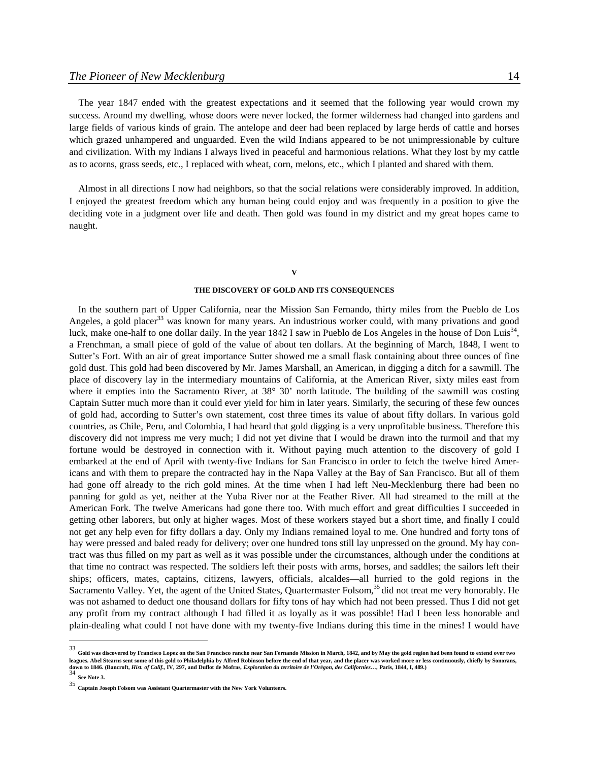The year 1847 ended with the greatest expectations and it seemed that the following year would crown my success. Around my dwelling, whose doors were never locked, the former wilderness had changed into gardens and large fields of various kinds of grain. The antelope and deer had been replaced by large herds of cattle and horses which grazed unhampered and unguarded. Even the wild Indians appeared to be not unimpressionable by culture and civilization. With my Indians I always lived in peaceful and harmonious relations. What they lost by my cattle as to acorns, grass seeds, etc., I replaced with wheat, corn, melons, etc., which I planted and shared with them.

Almost in all directions I now had neighbors, so that the social relations were considerably improved. In addition, I enjoyed the greatest freedom which any human being could enjoy and was frequently in a position to give the deciding vote in a judgment over life and death. Then gold was found in my district and my great hopes came to naught.

## V

## THE DISCOVERY OF GOLD AND ITS CONSEQUENCES

In the southern part of Upper California, near the Mission San Fernando, thirty miles from the Pueblo de Los Angeles, a gold placer[33] was known for many years. An industrious worker could, with many privations and good luck, make one-half to one dollar daily. In the year 1842 I saw in Pueblo de Los Angeles in the house of Don Luis[34], a Frenchman, a small piece of gold of the value of about ten dollars. At the beginning of March, 1848, I went to Sutter's Fort. With an air of great importance Sutter showed me a small flask containing about three ounces of fine gold dust. This gold had been discovered by Mr. James Marshall, an American, in digging a ditch for a sawmill. The place of discovery lay in the intermediary mountains of California, at the American River, sixty miles east from where it empties into the Sacramento River, at 38° 30' north latitude. The building of the sawmill was costing Captain Sutter much more than it could ever yield for him in later years. Similarly, the securing of these few ounces of gold had, according to Sutter's own statement, cost three times its value of about fifty dollars. In various gold countries, as Chile, Peru, and Colombia, I had heard that gold digging is a very unprofitable business. Therefore this discovery did not impress me very much; I did not yet divine that I would be drawn into the turmoil and that my fortune would be destroyed in connection with it. Without paying much attention to the discovery of gold I embarked at the end of April with twenty-five Indians for San Francisco in order to fetch the twelve hired Americans and with them to prepare the contracted hay in the Napa Valley at the Bay of San Francisco. But all of them had gone off already to the rich gold mines. At the time when I had left Neu-Mecklenburg there had been no panning for gold as yet, neither at the Yuba River nor at the Feather River. All had streamed to the mill at the American Fork. The twelve Americans had gone there too. With much effort and great difficulties I succeeded in getting other laborers, but only at higher wages. Most of these workers stayed but a short time, and finally I could not get any help even for fifty dollars a day. Only my Indians remained loyal to me. One hundred and forty tons of hay were pressed and baled ready for delivery; over one hundred tons still lay unpressed on the ground. My hay contract was thus filled on my part as well as it was possible under the circumstances, although under the conditions at that time no contract was respected. The soldiers left their posts with arms, horses, and saddles; the sailors left their ships; officers, mates, captains, citizens, lawyers, officials, alcaldes—all hurried to the gold regions in the Sacramento Valley. Yet, the agent of the United States, Quartermaster Folsom,[35] did not treat me very honorably. He was not ashamed to deduct one thousand dollars for fifty tons of hay which had not been pressed. Thus I did not get any profit from my contract although I had filled it as loyally as it was possible! Had I been less honorable and plain-dealing what could I not have done with my twenty-five Indians during this time in the mines! I would have

---

[33] **Gold was discovered by Francisco Lopez on the San Francisco rancho near San Fernando Mission in March, 1842, and by May the gold region had been found to extend over two leagues. Abel Stearns sent some of this gold to Philadelphia by Alfred Robinson before the end of that year, and the placer was worked more or less continuously, chiefly by Sonorans, down to 1846. (Bancroft, *Hist. of Calif.*, IV, 297, and Duflot de Mofras, *Exploration du territoire de l'Orègon, des Californies…*, Paris, 1844, I, 489.)**

[34] **See Note 3.**

[35] **Captain Joseph Folsom was Assistant Quartermaster with the New York Volunteers.**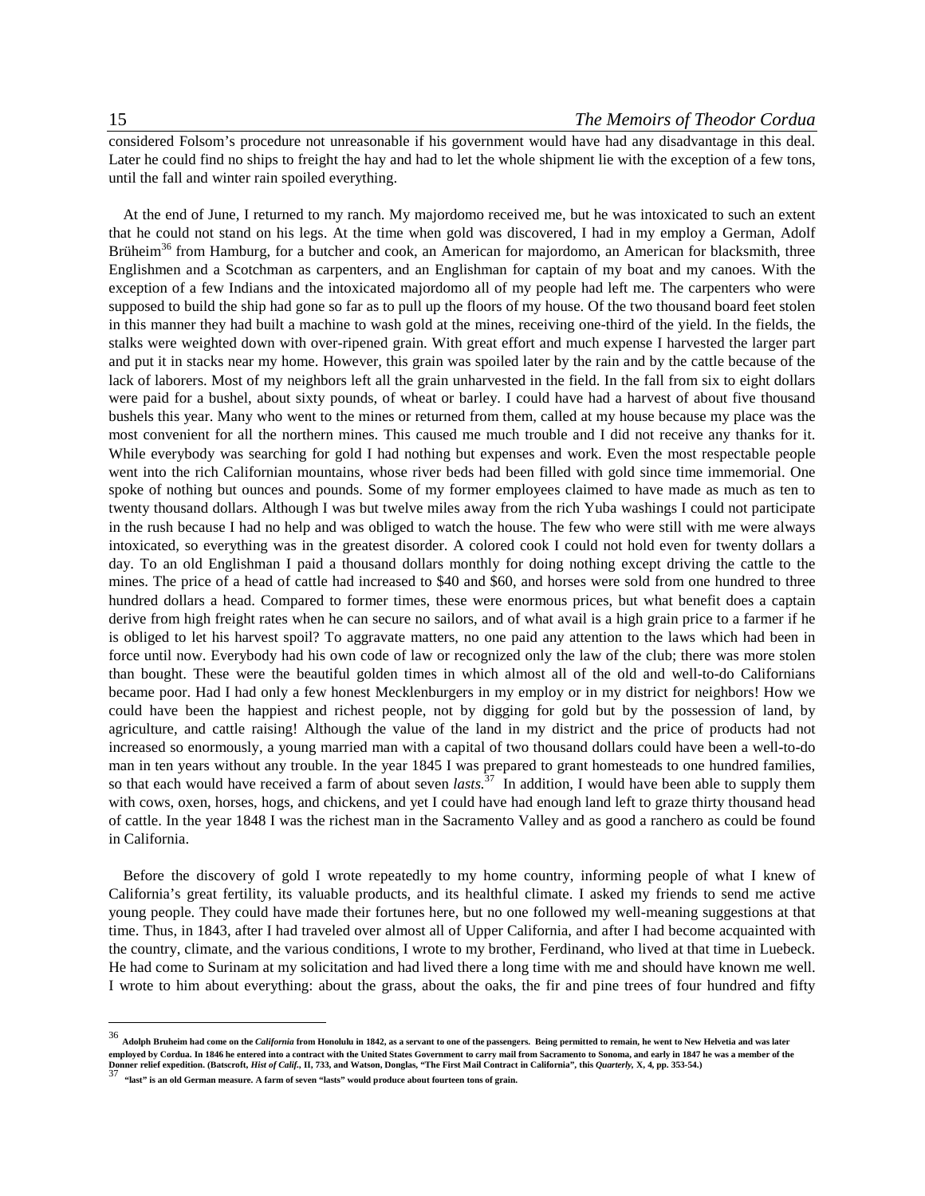considered Folsom's procedure not unreasonable if his government would have had any disadvantage in this deal. Later he could find no ships to freight the hay and had to let the whole shipment lie with the exception of a few tons, until the fall and winter rain spoiled everything.

At the end of June, I returned to my ranch. My majordomo received me, but he was intoxicated to such an extent that he could not stand on his legs. At the time when gold was discovered, I had in my employ a German, Adolf Brüheim[36] from Hamburg, for a butcher and cook, an American for majordomo, an American for blacksmith, three Englishmen and a Scotchman as carpenters, and an Englishman for captain of my boat and my canoes. With the exception of a few Indians and the intoxicated majordomo all of my people had left me. The carpenters who were supposed to build the ship had gone so far as to pull up the floors of my house. Of the two thousand board feet stolen in this manner they had built a machine to wash gold at the mines, receiving one-third of the yield. In the fields, the stalks were weighted down with over-ripened grain. With great effort and much expense I harvested the larger part and put it in stacks near my home. However, this grain was spoiled later by the rain and by the cattle because of the lack of laborers. Most of my neighbors left all the grain unharvested in the field. In the fall from six to eight dollars were paid for a bushel, about sixty pounds, of wheat or barley. I could have had a harvest of about five thousand bushels this year. Many who went to the mines or returned from them, called at my house because my place was the most convenient for all the northern mines. This caused me much trouble and I did not receive any thanks for it. While everybody was searching for gold I had nothing but expenses and work. Even the most respectable people went into the rich Californian mountains, whose river beds had been filled with gold since time immemorial. One spoke of nothing but ounces and pounds. Some of my former employees claimed to have made as much as ten to twenty thousand dollars. Although I was but twelve miles away from the rich Yuba washings I could not participate in the rush because I had no help and was obliged to watch the house. The few who were still with me were always intoxicated, so everything was in the greatest disorder. A colored cook I could not hold even for twenty dollars a day. To an old Englishman I paid a thousand dollars monthly for doing nothing except driving the cattle to the mines. The price of a head of cattle had increased to $40 and $60, and horses were sold from one hundred to three hundred dollars a head. Compared to former times, these were enormous prices, but what benefit does a captain derive from high freight rates when he can secure no sailors, and of what avail is a high grain price to a farmer if he is obliged to let his harvest spoil? To aggravate matters, no one paid any attention to the laws which had been in force until now. Everybody had his own code of law or recognized only the law of the club; there was more stolen than bought. These were the beautiful golden times in which almost all of the old and well-to-do Californians became poor. Had I had only a few honest Mecklenburgers in my employ or in my district for neighbors! How we could have been the happiest and richest people, not by digging for gold but by the possession of land, by agriculture, and cattle raising! Although the value of the land in my district and the price of products had not increased so enormously, a young married man with a capital of two thousand dollars could have been a well-to-do man in ten years without any trouble. In the year 1845 I was prepared to grant homesteads to one hundred families, so that each would have received a farm of about seven *lasts.*[37] In addition, I would have been able to supply them with cows, oxen, horses, hogs, and chickens, and yet I could have had enough land left to graze thirty thousand head of cattle. In the year 1848 I was the richest man in the Sacramento Valley and as good a ranchero as could be found in California.

Before the discovery of gold I wrote repeatedly to my home country, informing people of what I knew of California's great fertility, its valuable products, and its healthful climate. I asked my friends to send me active young people. They could have made their fortunes here, but no one followed my well-meaning suggestions at that time. Thus, in 1843, after I had traveled over almost all of Upper California, and after I had become acquainted with the country, climate, and the various conditions, I wrote to my brother, Ferdinand, who lived at that time in Luebeck. He had come to Surinam at my solicitation and had lived there a long time with me and should have known me well. I wrote to him about everything: about the grass, about the oaks, the fir and pine trees of four hundred and fifty

---

[36] **Adolph Bruheim had come on the *California* from Honolulu in 1842, as a servant to one of the passengers. Being permitted to remain, he went to New Helvetia and was later employed by Cordua. In 1846 he entered into a contract with the United States Government to carry mail from Sacramento to Sonoma, and early in 1847 he was a member of the Donner relief expedition. (Batscroft, *Hist of Calif.*, II, 733, and Watson, Donglas, "The First Mail Contract in California", this *Quarterly*, X, 4, pp. 353-54.)**

[37] **"last" is an old German measure. A farm of seven "lasts" would produce about fourteen tons of grain.**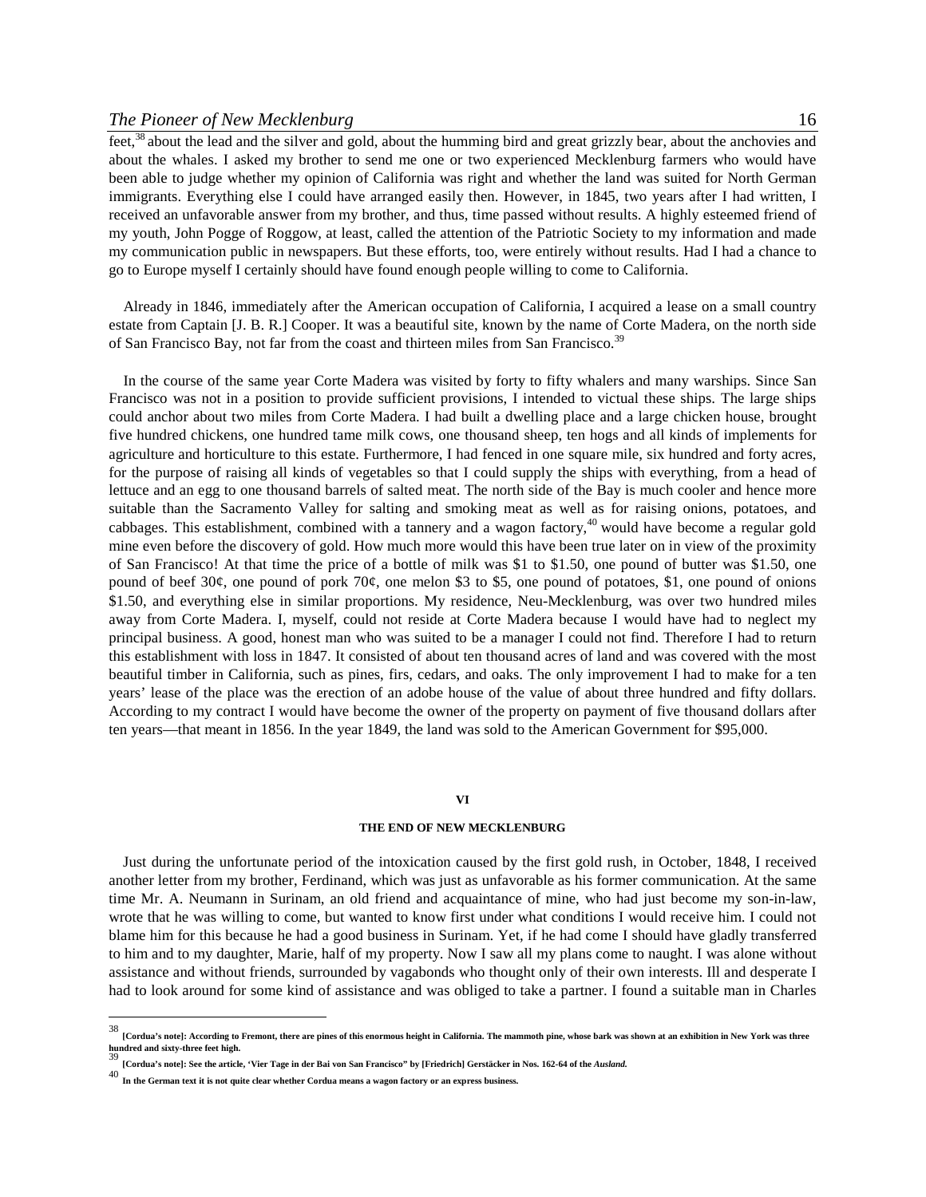feet,[38] about the lead and the silver and gold, about the humming bird and great grizzly bear, about the anchovies and about the whales. I asked my brother to send me one or two experienced Mecklenburg farmers who would have been able to judge whether my opinion of California was right and whether the land was suited for North German immigrants. Everything else I could have arranged easily then. However, in 1845, two years after I had written, I received an unfavorable answer from my brother, and thus, time passed without results. A highly esteemed friend of my youth, John Pogge of Roggow, at least, called the attention of the Patriotic Society to my information and made my communication public in newspapers. But these efforts, too, were entirely without results. Had I had a chance to go to Europe myself I certainly should have found enough people willing to come to California.

Already in 1846, immediately after the American occupation of California, I acquired a lease on a small country estate from Captain [J. B. R.] Cooper. It was a beautiful site, known by the name of Corte Madera, on the north side of San Francisco Bay, not far from the coast and thirteen miles from San Francisco.[39]

In the course of the same year Corte Madera was visited by forty to fifty whalers and many warships. Since San Francisco was not in a position to provide sufficient provisions, I intended to victual these ships. The large ships could anchor about two miles from Corte Madera. I had built a dwelling place and a large chicken house, brought five hundred chickens, one hundred tame milk cows, one thousand sheep, ten hogs and all kinds of implements for agriculture and horticulture to this estate. Furthermore, I had fenced in one square mile, six hundred and forty acres, for the purpose of raising all kinds of vegetables so that I could supply the ships with everything, from a head of lettuce and an egg to one thousand barrels of salted meat. The north side of the Bay is much cooler and hence more suitable than the Sacramento Valley for salting and smoking meat as well as for raising onions, potatoes, and cabbages. This establishment, combined with a tannery and a wagon factory,[40] would have become a regular gold mine even before the discovery of gold. How much more would this have been true later on in view of the proximity of San Francisco! At that time the price of a bottle of milk was $1 to $1.50, one pound of butter was $1.50, one pound of beef 30¢, one pound of pork 70¢, one melon $3 to $5, one pound of potatoes, $1, one pound of onions $1.50, and everything else in similar proportions. My residence, Neu-Mecklenburg, was over two hundred miles away from Corte Madera. I, myself, could not reside at Corte Madera because I would have had to neglect my principal business. A good, honest man who was suited to be a manager I could not find. Therefore I had to return this establishment with loss in 1847. It consisted of about ten thousand acres of land and was covered with the most beautiful timber in California, such as pines, firs, cedars, and oaks. The only improvement I had to make for a ten years' lease of the place was the erection of an adobe house of the value of about three hundred and fifty dollars. According to my contract I would have become the owner of the property on payment of five thousand dollars after ten years—that meant in 1856. In the year 1849, the land was sold to the American Government for $95,000.

## VI

### THE END OF NEW MECKLENBURG

Just during the unfortunate period of the intoxication caused by the first gold rush, in October, 1848, I received another letter from my brother, Ferdinand, which was just as unfavorable as his former communication. At the same time Mr. A. Neumann in Surinam, an old friend and acquaintance of mine, who had just become my son-in-law, wrote that he was willing to come, but wanted to know first under what conditions I would receive him. I could not blame him for this because he had a good business in Surinam. Yet, if he had come I should have gladly transferred to him and to my daughter, Marie, half of my property. Now I saw all my plans come to naught. I was alone without assistance and without friends, surrounded by vagabonds who thought only of their own interests. Ill and desperate I had to look around for some kind of assistance and was obliged to take a partner. I found a suitable man in Charles

---

[38] **[Cordua's note]: According to Fremont, there are pines of this enormous height in California. The mammoth pine, whose bark was shown at an exhibition in New York was three hundred and sixty-three feet high.**

[39] **[Cordua's note]: See the article, 'Vier Tage in der Bai von San Francisco" by [Friedrich] Gerstäcker in Nos. 162-64 of the *Ausland*.**

[40] **In the German text it is not quite clear whether Cordua means a wagon factory or an express business.**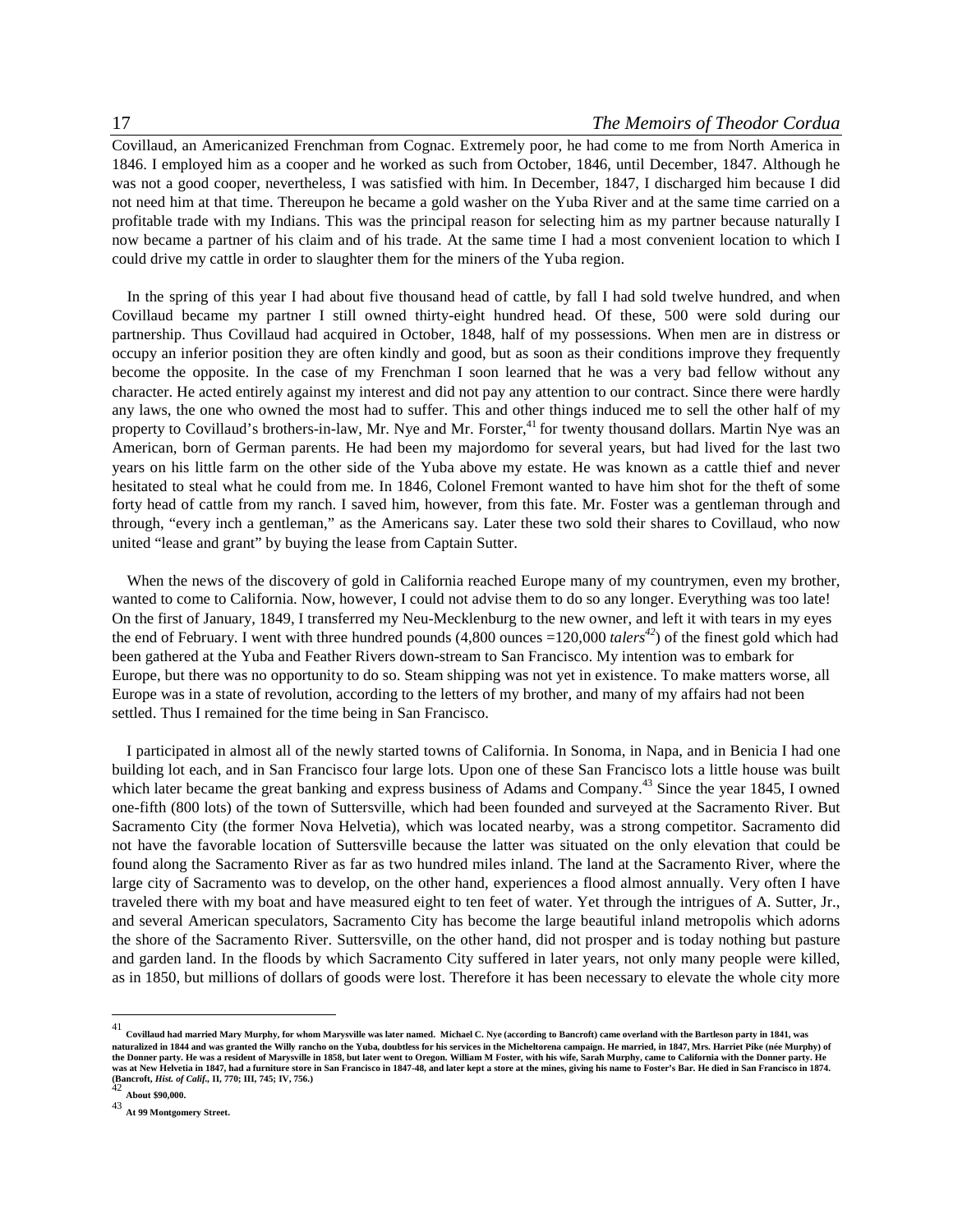Covillaud, an Americanized Frenchman from Cognac. Extremely poor, he had come to me from North America in 1846. I employed him as a cooper and he worked as such from October, 1846, until December, 1847. Although he was not a good cooper, nevertheless, I was satisfied with him. In December, 1847, I discharged him because I did not need him at that time. Thereupon he became a gold washer on the Yuba River and at the same time carried on a profitable trade with my Indians. This was the principal reason for selecting him as my partner because naturally I now became a partner of his claim and of his trade. At the same time I had a most convenient location to which I could drive my cattle in order to slaughter them for the miners of the Yuba region.

In the spring of this year I had about five thousand head of cattle, by fall I had sold twelve hundred, and when Covillaud became my partner I still owned thirty-eight hundred head. Of these, 500 were sold during our partnership. Thus Covillaud had acquired in October, 1848, half of my possessions. When men are in distress or occupy an inferior position they are often kindly and good, but as soon as their conditions improve they frequently become the opposite. In the case of my Frenchman I soon learned that he was a very bad fellow without any character. He acted entirely against my interest and did not pay any attention to our contract. Since there were hardly any laws, the one who owned the most had to suffer. This and other things induced me to sell the other half of my property to Covillaud's brothers-in-law, Mr. Nye and Mr. Forster,[41] for twenty thousand dollars. Martin Nye was an American, born of German parents. He had been my majordomo for several years, but had lived for the last two years on his little farm on the other side of the Yuba above my estate. He was known as a cattle thief and never hesitated to steal what he could from me. In 1846, Colonel Fremont wanted to have him shot for the theft of some forty head of cattle from my ranch. I saved him, however, from this fate. Mr. Foster was a gentleman through and through, "every inch a gentleman," as the Americans say. Later these two sold their shares to Covillaud, who now united "lease and grant" by buying the lease from Captain Sutter.

When the news of the discovery of gold in California reached Europe many of my countrymen, even my brother, wanted to come to California. Now, however, I could not advise them to do so any longer. Everything was too late! On the first of January, 1849, I transferred my Neu-Mecklenburg to the new owner, and left it with tears in my eyes the end of February. I went with three hundred pounds (4,800 ounces =120,000 *talers*[42]) of the finest gold which had been gathered at the Yuba and Feather Rivers down-stream to San Francisco. My intention was to embark for Europe, but there was no opportunity to do so. Steam shipping was not yet in existence. To make matters worse, all Europe was in a state of revolution, according to the letters of my brother, and many of my affairs had not been settled. Thus I remained for the time being in San Francisco.

I participated in almost all of the newly started towns of California. In Sonoma, in Napa, and in Benicia I had one building lot each, and in San Francisco four large lots. Upon one of these San Francisco lots a little house was built which later became the great banking and express business of Adams and Company.[43] Since the year 1845, I owned one-fifth (800 lots) of the town of Suttersville, which had been founded and surveyed at the Sacramento River. But Sacramento City (the former Nova Helvetia), which was located nearby, was a strong competitor. Sacramento did not have the favorable location of Suttersville because the latter was situated on the only elevation that could be found along the Sacramento River as far as two hundred miles inland. The land at the Sacramento River, where the large city of Sacramento was to develop, on the other hand, experiences a flood almost annually. Very often I have traveled there with my boat and have measured eight to ten feet of water. Yet through the intrigues of A. Sutter, Jr., and several American speculators, Sacramento City has become the large beautiful inland metropolis which adorns the shore of the Sacramento River. Suttersville, on the other hand, did not prosper and is today nothing but pasture and garden land. In the floods by which Sacramento City suffered in later years, not only many people were killed, as in 1850, but millions of dollars of goods were lost. Therefore it has been necessary to elevate the whole city more

---

[41] **Covillaud had married Mary Murphy, for whom Marysville was later named. Michael C. Nye (according to Bancroft) came overland with the Bartleson party in 1841, was naturalized in 1844 and was granted the Willy rancho on the Yuba, doubtless for his services in the Micheltorena campaign. He married, in 1847, Mrs. Harriet Pike (née Murphy) of the Donner party. He was a resident of Marysville in 1858, but later went to Oregon. William M Foster, with his wife, Sarah Murphy, came to California with the Donner party. He was at New Helvetia in 1847, had a furniture store in San Francisco in 1847-48, and later kept a store at the mines, giving his name to Foster's Bar. He died in San Francisco in 1874. (Bancroft, *Hist. of Calif.*, II, 770; III, 745; IV, 756.)**

[42] **About $90,000.**

[43] **At 99 Montgomery Street.**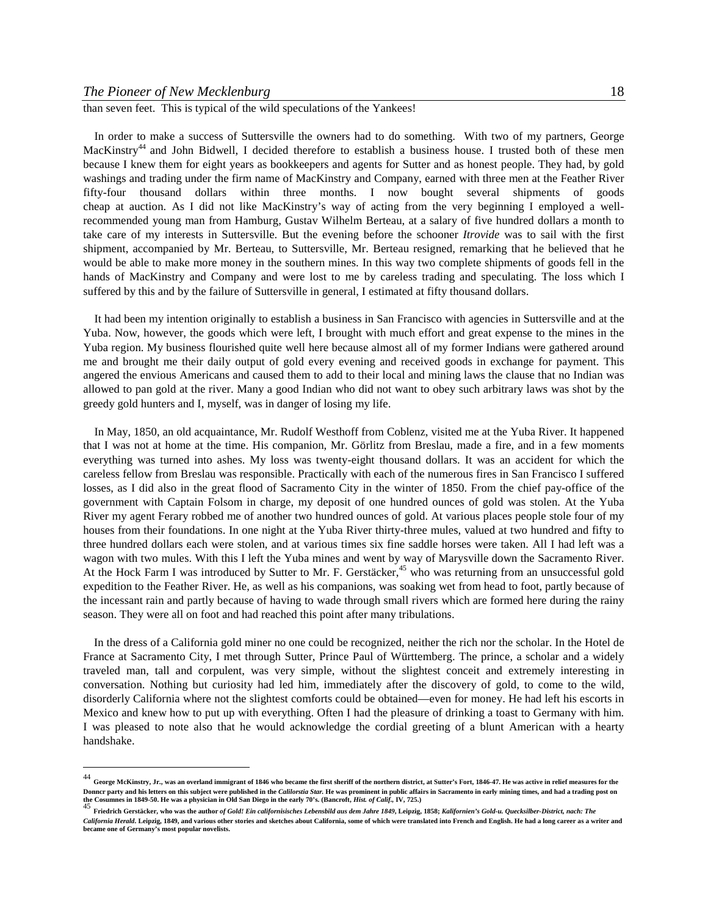than seven feet. This is typical of the wild speculations of the Yankees!

In order to make a success of Suttersville the owners had to do something. With two of my partners, George MacKinstry[44] and John Bidwell, I decided therefore to establish a business house. I trusted both of these men because I knew them for eight years as bookkeepers and agents for Sutter and as honest people. They had, by gold washings and trading under the firm name of MacKinstry and Company, earned with three men at the Feather River fifty-four thousand dollars within three months. I now bought several shipments of goods cheap at auction. As I did not like MacKinstry's way of acting from the very beginning I employed a well-recommended young man from Hamburg, Gustav Wilhelm Berteau, at a salary of five hundred dollars a month to take care of my interests in Suttersville. But the evening before the schooner *Itrovide* was to sail with the first shipment, accompanied by Mr. Berteau, to Suttersville, Mr. Berteau resigned, remarking that he believed that he would be able to make more money in the southern mines. In this way two complete shipments of goods fell in the hands of MacKinstry and Company and were lost to me by careless trading and speculating. The loss which I suffered by this and by the failure of Suttersville in general, I estimated at fifty thousand dollars.

It had been my intention originally to establish a business in San Francisco with agencies in Suttersville and at the Yuba. Now, however, the goods which were left, I brought with much effort and great expense to the mines in the Yuba region. My business flourished quite well here because almost all of my former Indians were gathered around me and brought me their daily output of gold every evening and received goods in exchange for payment. This angered the envious Americans and caused them to add to their local and mining laws the clause that no Indian was allowed to pan gold at the river. Many a good Indian who did not want to obey such arbitrary laws was shot by the greedy gold hunters and I, myself, was in danger of losing my life.

In May, 1850, an old acquaintance, Mr. Rudolf Westhoff from Coblenz, visited me at the Yuba River. It happened that I was not at home at the time. His companion, Mr. Görlitz from Breslau, made a fire, and in a few moments everything was turned into ashes. My loss was twenty-eight thousand dollars. It was an accident for which the careless fellow from Breslau was responsible. Practically with each of the numerous fires in San Francisco I suffered losses, as I did also in the great flood of Sacramento City in the winter of 1850. From the chief pay-office of the government with Captain Folsom in charge, my deposit of one hundred ounces of gold was stolen. At the Yuba River my agent Ferary robbed me of another two hundred ounces of gold. At various places people stole four of my houses from their foundations. In one night at the Yuba River thirty-three mules, valued at two hundred and fifty to three hundred dollars each were stolen, and at various times six fine saddle horses were taken. All I had left was a wagon with two mules. With this I left the Yuba mines and went by way of Marysville down the Sacramento River. At the Hock Farm I was introduced by Sutter to Mr. F. Gerstäcker,[45] who was returning from an unsuccessful gold expedition to the Feather River. He, as well as his companions, was soaking wet from head to foot, partly because of the incessant rain and partly because of having to wade through small rivers which are formed here during the rainy season. They were all on foot and had reached this point after many tribulations.

In the dress of a California gold miner no one could be recognized, neither the rich nor the scholar. In the Hotel de France at Sacramento City, I met through Sutter, Prince Paul of Württemberg. The prince, a scholar and a widely traveled man, tall and corpulent, was very simple, without the slightest conceit and extremely interesting in conversation. Nothing but curiosity had led him, immediately after the discovery of gold, to come to the wild, disorderly California where not the slightest comforts could be obtained—even for money. He had left his escorts in Mexico and knew how to put up with everything. Often I had the pleasure of drinking a toast to Germany with him. I was pleased to note also that he would acknowledge the cordial greeting of a blunt American with a hearty handshake.

---

[44] **George McKinstry, Jr., was an overland immigrant of 1846 who became the first sheriff of the northern district, at Sutter's Fort, 1846-47. He was active in relief measures for the Donncr party and his letters on this subject were published in the *Calilorstia Star.* He was prominent in public affairs in Sacramento in early mining times, and had a trading post on the Cosumnes in 1849-50. He was a physician in Old San Diego in the early 70's. (Bancroft, *Hist. of Calif.*, IV, 725.)**

[45] **Friedrich Gerstäcker, who was the author *of Gold! Ein californisisches Lebensbild aus dem Jahre 1849*, Leipzig, 1858; *Kalifornien's Gold-u. Quecksilber-District, nach: The California Herald*. Leipzig, 1849, and various other stories and sketches about California, some of which were translated into French and English. He had a long career as a writer and became one of Germany's most popular novelists.**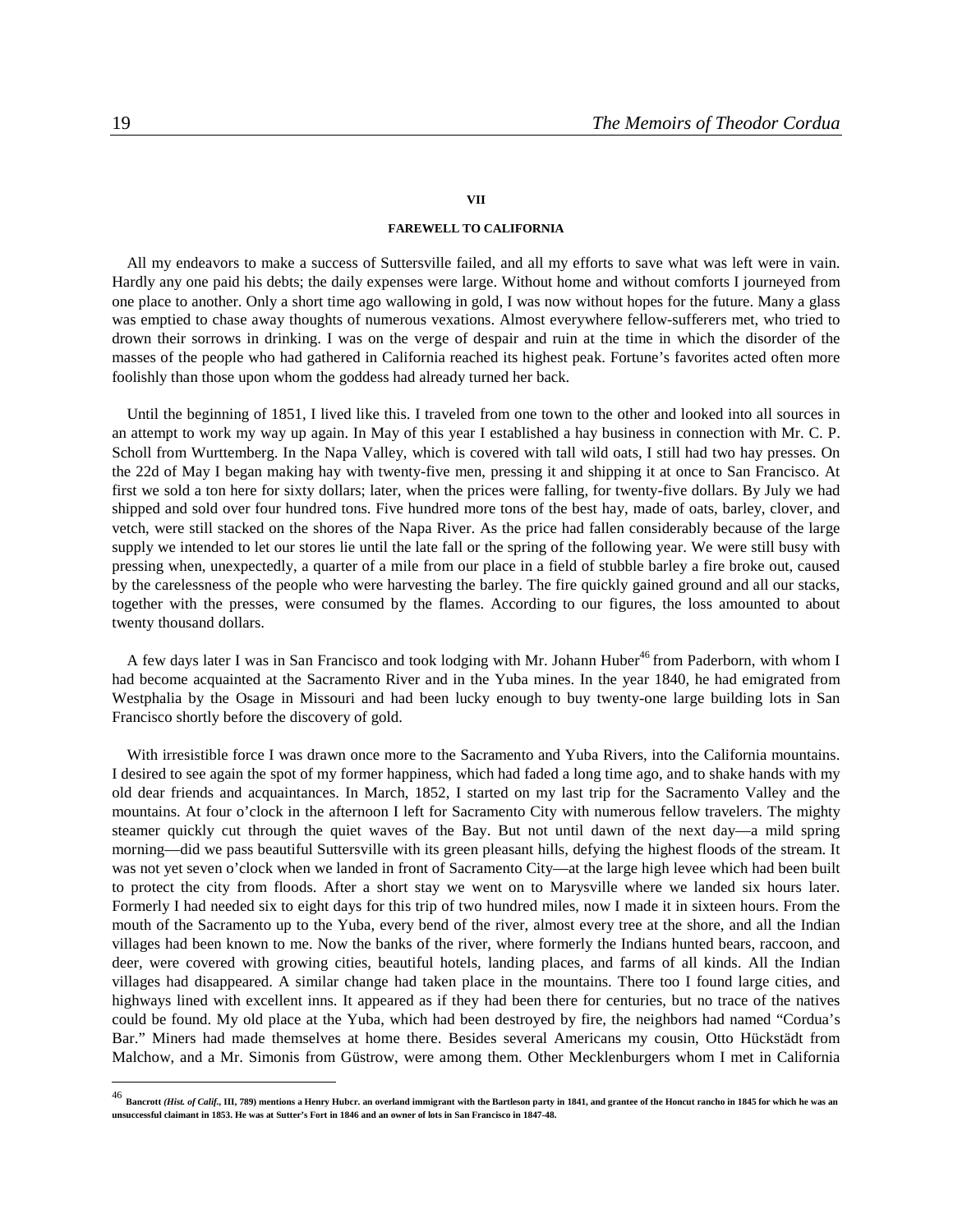### VII

### FAREWELL TO CALIFORNIA

All my endeavors to make a success of Suttersville failed, and all my efforts to save what was left were in vain. Hardly any one paid his debts; the daily expenses were large. Without home and without comforts I journeyed from one place to another. Only a short time ago wallowing in gold, I was now without hopes for the future. Many a glass was emptied to chase away thoughts of numerous vexations. Almost everywhere fellow-sufferers met, who tried to drown their sorrows in drinking. I was on the verge of despair and ruin at the time in which the disorder of the masses of the people who had gathered in California reached its highest peak. Fortune's favorites acted often more foolishly than those upon whom the goddess had already turned her back.

Until the beginning of 1851, I lived like this. I traveled from one town to the other and looked into all sources in an attempt to work my way up again. In May of this year I established a hay business in connection with Mr. C. P. Scholl from Wurttemberg. In the Napa Valley, which is covered with tall wild oats, I still had two hay presses. On the 22d of May I began making hay with twenty-five men, pressing it and shipping it at once to San Francisco. At first we sold a ton here for sixty dollars; later, when the prices were falling, for twenty-five dollars. By July we had shipped and sold over four hundred tons. Five hundred more tons of the best hay, made of oats, barley, clover, and vetch, were still stacked on the shores of the Napa River. As the price had fallen considerably because of the large supply we intended to let our stores lie until the late fall or the spring of the following year. We were still busy with pressing when, unexpectedly, a quarter of a mile from our place in a field of stubble barley a fire broke out, caused by the carelessness of the people who were harvesting the barley. The fire quickly gained ground and all our stacks, together with the presses, were consumed by the flames. According to our figures, the loss amounted to about twenty thousand dollars.

A few days later I was in San Francisco and took lodging with Mr. Johann Huber[46] from Paderborn, with whom I had become acquainted at the Sacramento River and in the Yuba mines. In the year 1840, he had emigrated from Westphalia by the Osage in Missouri and had been lucky enough to buy twenty-one large building lots in San Francisco shortly before the discovery of gold.

With irresistible force I was drawn once more to the Sacramento and Yuba Rivers, into the California mountains. I desired to see again the spot of my former happiness, which had faded a long time ago, and to shake hands with my old dear friends and acquaintances. In March, 1852, I started on my last trip for the Sacramento Valley and the mountains. At four o'clock in the afternoon I left for Sacramento City with numerous fellow travelers. The mighty steamer quickly cut through the quiet waves of the Bay. But not until dawn of the next day—a mild spring morning—did we pass beautiful Suttersville with its green pleasant hills, defying the highest floods of the stream. It was not yet seven o'clock when we landed in front of Sacramento City—at the large high levee which had been built to protect the city from floods. After a short stay we went on to Marysville where we landed six hours later. Formerly I had needed six to eight days for this trip of two hundred miles, now I made it in sixteen hours. From the mouth of the Sacramento up to the Yuba, every bend of the river, almost every tree at the shore, and all the Indian villages had been known to me. Now the banks of the river, where formerly the Indians hunted bears, raccoon, and deer, were covered with growing cities, beautiful hotels, landing places, and farms of all kinds. All the Indian villages had disappeared. A similar change had taken place in the mountains. There too I found large cities, and highways lined with excellent inns. It appeared as if they had been there for centuries, but no trace of the natives could be found. My old place at the Yuba, which had been destroyed by fire, the neighbors had named "Cordua's Bar." Miners had made themselves at home there. Besides several Americans my cousin, Otto Hückstädt from Malchow, and a Mr. Simonis from Güstrow, were among them. Other Mecklenburgers whom I met in California

---

[46] **Bancrott *(Hist. of Calif.*, III, 789) mentions a Henry Hubcr. an overland immigrant with the Bartleson party in 1841, and grantee of the Honcut rancho in 1845 for which he was an unsuccessful claimant in 1853. He was at Sutter's Fort in 1846 and an owner of lots in San Francisco in 1847-48.**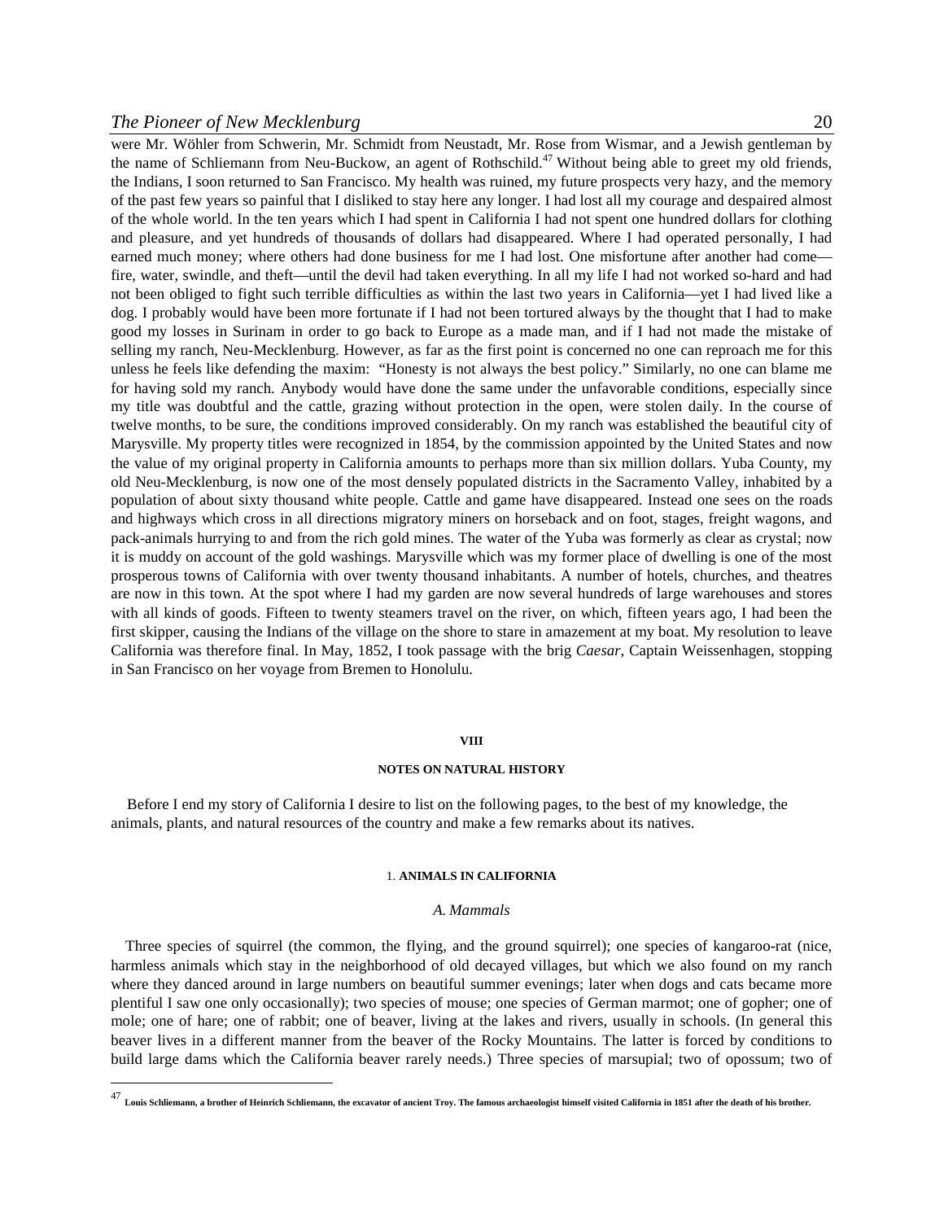were Mr. Wöhler from Schwerin, Mr. Schmidt from Neustadt, Mr. Rose from Wismar, and a Jewish gentleman by the name of Schliemann from Neu-Buckow, an agent of Rothschild.[47] Without being able to greet my old friends, the Indians, I soon returned to San Francisco. My health was ruined, my future prospects very hazy, and the memory of the past few years so painful that I disliked to stay here any longer. I had lost all my courage and despaired almost of the whole world. In the ten years which I had spent in California I had not spent one hundred dollars for clothing and pleasure, and yet hundreds of thousands of dollars had disappeared. Where I had operated personally, I had earned much money; where others had done business for me I had lost. One misfortune after another had come—fire, water, swindle, and theft—until the devil had taken everything. In all my life I had not worked so-hard and had not been obliged to fight such terrible difficulties as within the last two years in California—yet I had lived like a dog. I probably would have been more fortunate if I had not been tortured always by the thought that I had to make good my losses in Surinam in order to go back to Europe as a made man, and if I had not made the mistake of selling my ranch, Neu-Mecklenburg. However, as far as the first point is concerned no one can reproach me for this unless he feels like defending the maxim: "Honesty is not always the best policy." Similarly, no one can blame me for having sold my ranch. Anybody would have done the same under the unfavorable conditions, especially since my title was doubtful and the cattle, grazing without protection in the open, were stolen daily. In the course of twelve months, to be sure, the conditions improved considerably. On my ranch was established the beautiful city of Marysville. My property titles were recognized in 1854, by the commission appointed by the United States and now the value of my original property in California amounts to perhaps more than six million dollars. Yuba County, my old Neu-Mecklenburg, is now one of the most densely populated districts in the Sacramento Valley, inhabited by a population of about sixty thousand white people. Cattle and game have disappeared. Instead one sees on the roads and highways which cross in all directions migratory miners on horseback and on foot, stages, freight wagons, and pack-animals hurrying to and from the rich gold mines. The water of the Yuba was formerly as clear as crystal; now it is muddy on account of the gold washings. Marysville which was my former place of dwelling is one of the most prosperous towns of California with over twenty thousand inhabitants. A number of hotels, churches, and theatres are now in this town. At the spot where I had my garden are now several hundreds of large warehouses and stores with all kinds of goods. Fifteen to twenty steamers travel on the river, on which, fifteen years ago, I had been the first skipper, causing the Indians of the village on the shore to stare in amazement at my boat. My resolution to leave California was therefore final. In May, 1852, I took passage with the brig *Caesar*, Captain Weissenhagen, stopping in San Francisco on her voyage from Bremen to Honolulu.

## VIII

## NOTES ON NATURAL HISTORY

Before I end my story of California I desire to list on the following pages, to the best of my knowledge, the animals, plants, and natural resources of the country and make a few remarks about its natives.

### 1. ANIMALS IN CALIFORNIA

#### *A. Mammals*

Three species of squirrel (the common, the flying, and the ground squirrel); one species of kangaroo-rat (nice, harmless animals which stay in the neighborhood of old decayed villages, but which we also found on my ranch where they danced around in large numbers on beautiful summer evenings; later when dogs and cats became more plentiful I saw one only occasionally); two species of mouse; one species of German marmot; one of gopher; one of mole; one of hare; one of rabbit; one of beaver, living at the lakes and rivers, usually in schools. (In general this beaver lives in a different manner from the beaver of the Rocky Mountains. The latter is forced by conditions to build large dams which the California beaver rarely needs.) Three species of marsupial; two of opossum; two of

[47] **Louis Schliemann, a brother of Heinrich Schliemann, the excavator of ancient Troy. The famous archaeologist himself visited California in 1851 after the death of his brother.**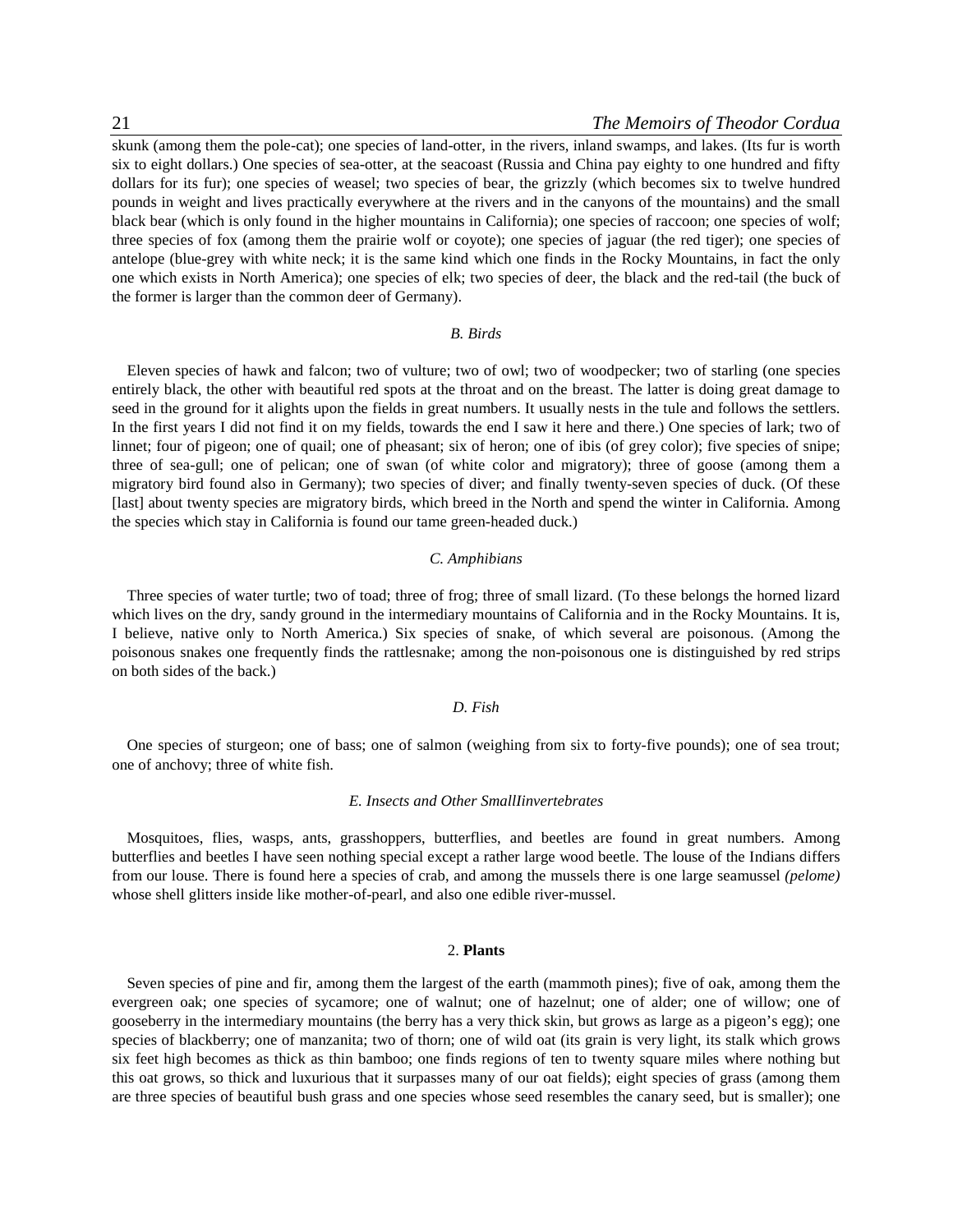skunk (among them the pole-cat); one species of land-otter, in the rivers, inland swamps, and lakes. (Its fur is worth six to eight dollars.) One species of sea-otter, at the seacoast (Russia and China pay eighty to one hundred and fifty dollars for its fur); one species of weasel; two species of bear, the grizzly (which becomes six to twelve hundred pounds in weight and lives practically everywhere at the rivers and in the canyons of the mountains) and the small black bear (which is only found in the higher mountains in California); one species of raccoon; one species of wolf; three species of fox (among them the prairie wolf or coyote); one species of jaguar (the red tiger); one species of antelope (blue-grey with white neck; it is the same kind which one finds in the Rocky Mountains, in fact the only one which exists in North America); one species of elk; two species of deer, the black and the red-tail (the buck of the former is larger than the common deer of Germany).

*B. Birds*

Eleven species of hawk and falcon; two of vulture; two of owl; two of woodpecker; two of starling (one species entirely black, the other with beautiful red spots at the throat and on the breast. The latter is doing great damage to seed in the ground for it alights upon the fields in great numbers. It usually nests in the tule and follows the settlers. In the first years I did not find it on my fields, towards the end I saw it here and there.) One species of lark; two of linnet; four of pigeon; one of quail; one of pheasant; six of heron; one of ibis (of grey color); five species of snipe; three of sea-gull; one of pelican; one of swan (of white color and migratory); three of goose (among them a migratory bird found also in Germany); two species of diver; and finally twenty-seven species of duck. (Of these [last] about twenty species are migratory birds, which breed in the North and spend the winter in California. Among the species which stay in California is found our tame green-headed duck.)

*C. Amphibians*

Three species of water turtle; two of toad; three of frog; three of small lizard. (To these belongs the horned lizard which lives on the dry, sandy ground in the intermediary mountains of California and in the Rocky Mountains. It is, I believe, native only to North America.) Six species of snake, of which several are poisonous. (Among the poisonous snakes one frequently finds the rattlesnake; among the non-poisonous one is distinguished by red strips on both sides of the back.)

*D. Fish*

One species of sturgeon; one of bass; one of salmon (weighing from six to forty-five pounds); one of sea trout; one of anchovy; three of white fish.

*E. Insects and Other SmallIinvertebrates*

Mosquitoes, flies, wasps, ants, grasshoppers, butterflies, and beetles are found in great numbers. Among butterflies and beetles I have seen nothing special except a rather large wood beetle. The louse of the Indians differs from our louse. There is found here a species of crab, and among the mussels there is one large seamussel *(pelome)* whose shell glitters inside like mother-of-pearl, and also one edible river-mussel.

2. **Plants**

Seven species of pine and fir, among them the largest of the earth (mammoth pines); five of oak, among them the evergreen oak; one species of sycamore; one of walnut; one of hazelnut; one of alder; one of willow; one of gooseberry in the intermediary mountains (the berry has a very thick skin, but grows as large as a pigeon's egg); one species of blackberry; one of manzanita; two of thorn; one of wild oat (its grain is very light, its stalk which grows six feet high becomes as thick as thin bamboo; one finds regions of ten to twenty square miles where nothing but this oat grows, so thick and luxurious that it surpasses many of our oat fields); eight species of grass (among them are three species of beautiful bush grass and one species whose seed resembles the canary seed, but is smaller); one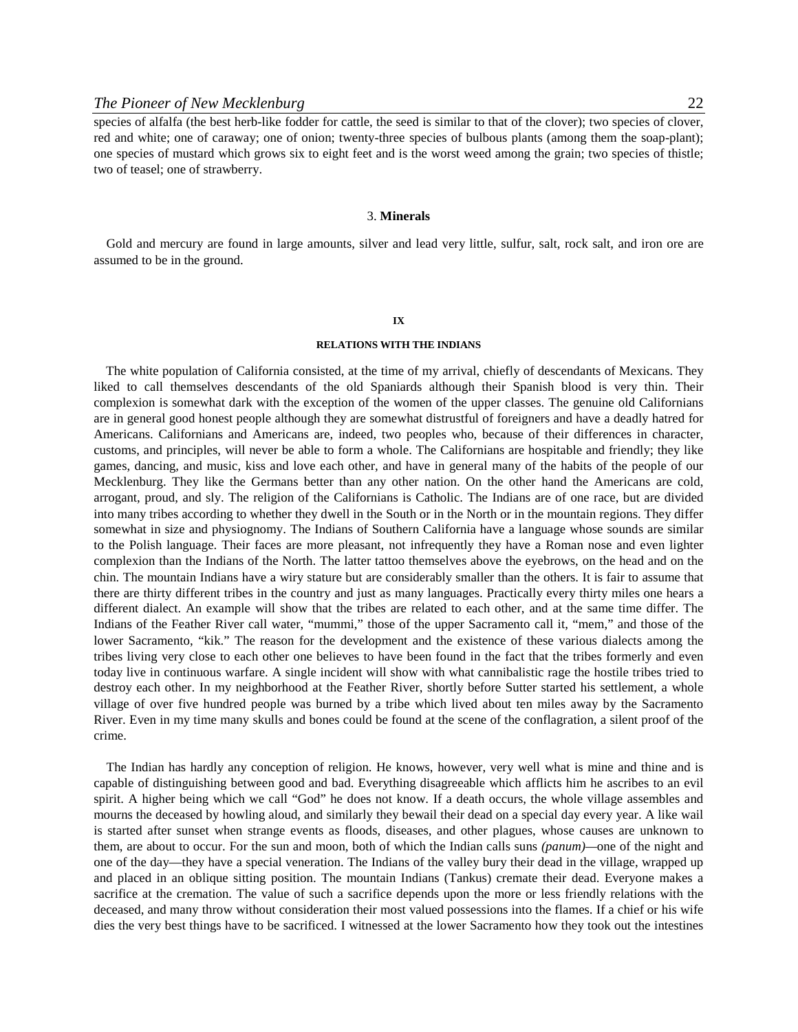species of alfalfa (the best herb-like fodder for cattle, the seed is similar to that of the clover); two species of clover, red and white; one of caraway; one of onion; twenty-three species of bulbous plants (among them the soap-plant); one species of mustard which grows six to eight feet and is the worst weed among the grain; two species of thistle; two of teasel; one of strawberry.

### 3. **Minerals**

Gold and mercury are found in large amounts, silver and lead very little, sulfur, salt, rock salt, and iron ore are assumed to be in the ground.

## IX

## RELATIONS WITH THE INDIANS

The white population of California consisted, at the time of my arrival, chiefly of descendants of Mexicans. They liked to call themselves descendants of the old Spaniards although their Spanish blood is very thin. Their complexion is somewhat dark with the exception of the women of the upper classes. The genuine old Californians are in general good honest people although they are somewhat distrustful of foreigners and have a deadly hatred for Americans. Californians and Americans are, indeed, two peoples who, because of their differences in character, customs, and principles, will never be able to form a whole. The Californians are hospitable and friendly; they like games, dancing, and music, kiss and love each other, and have in general many of the habits of the people of our Mecklenburg. They like the Germans better than any other nation. On the other hand the Americans are cold, arrogant, proud, and sly. The religion of the Californians is Catholic. The Indians are of one race, but are divided into many tribes according to whether they dwell in the South or in the North or in the mountain regions. They differ somewhat in size and physiognomy. The Indians of Southern California have a language whose sounds are similar to the Polish language. Their faces are more pleasant, not infrequently they have a Roman nose and even lighter complexion than the Indians of the North. The latter tattoo themselves above the eyebrows, on the head and on the chin. The mountain Indians have a wiry stature but are considerably smaller than the others. It is fair to assume that there are thirty different tribes in the country and just as many languages. Practically every thirty miles one hears a different dialect. An example will show that the tribes are related to each other, and at the same time differ. The Indians of the Feather River call water, "mummi," those of the upper Sacramento call it, "mem," and those of the lower Sacramento, "kik." The reason for the development and the existence of these various dialects among the tribes living very close to each other one believes to have been found in the fact that the tribes formerly and even today live in continuous warfare. A single incident will show with what cannibalistic rage the hostile tribes tried to destroy each other. In my neighborhood at the Feather River, shortly before Sutter started his settlement, a whole village of over five hundred people was burned by a tribe which lived about ten miles away by the Sacramento River. Even in my time many skulls and bones could be found at the scene of the conflagration, a silent proof of the crime.

The Indian has hardly any conception of religion. He knows, however, very well what is mine and thine and is capable of distinguishing between good and bad. Everything disagreeable which afflicts him he ascribes to an evil spirit. A higher being which we call "God" he does not know. If a death occurs, the whole village assembles and mourns the deceased by howling aloud, and similarly they bewail their dead on a special day every year. A like wail is started after sunset when strange events as floods, diseases, and other plagues, whose causes are unknown to them, are about to occur. For the sun and moon, both of which the Indian calls suns *(panum)*—one of the night and one of the day—they have a special veneration. The Indians of the valley bury their dead in the village, wrapped up and placed in an oblique sitting position. The mountain Indians (Tankus) cremate their dead. Everyone makes a sacrifice at the cremation. The value of such a sacrifice depends upon the more or less friendly relations with the deceased, and many throw without consideration their most valued possessions into the flames. If a chief or his wife dies the very best things have to be sacrificed. I witnessed at the lower Sacramento how they took out the intestines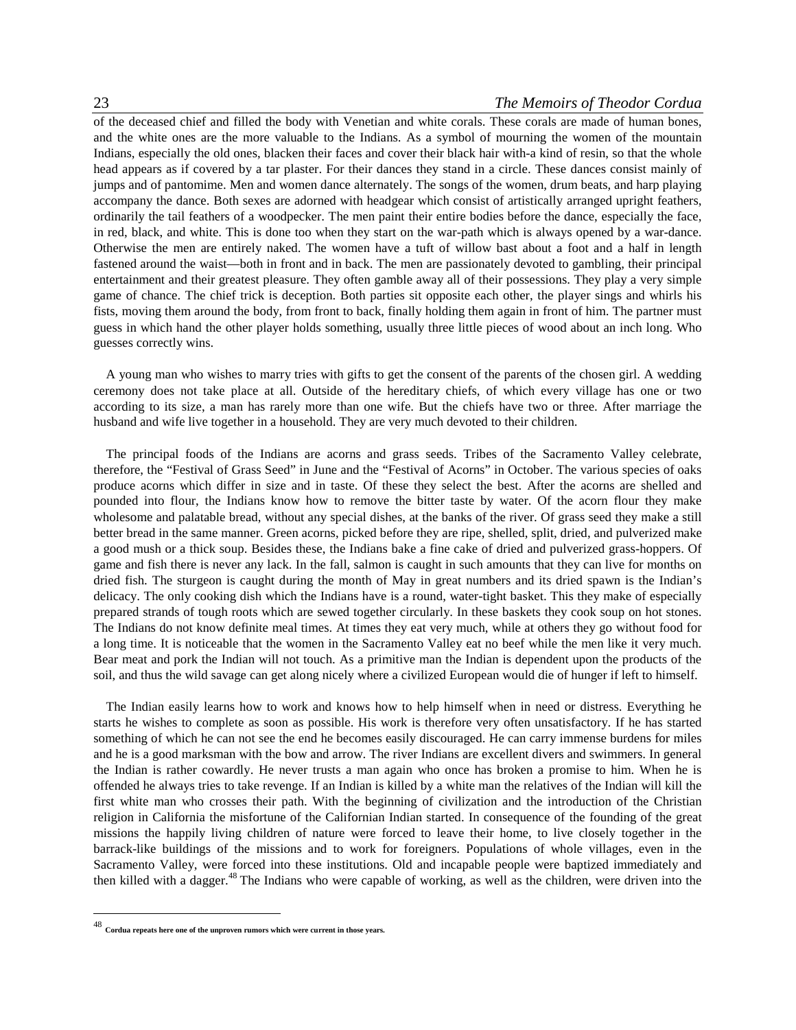of the deceased chief and filled the body with Venetian and white corals. These corals are made of human bones, and the white ones are the more valuable to the Indians. As a symbol of mourning the women of the mountain Indians, especially the old ones, blacken their faces and cover their black hair with-a kind of resin, so that the whole head appears as if covered by a tar plaster. For their dances they stand in a circle. These dances consist mainly of jumps and of pantomime. Men and women dance alternately. The songs of the women, drum beats, and harp playing accompany the dance. Both sexes are adorned with headgear which consist of artistically arranged upright feathers, ordinarily the tail feathers of a woodpecker. The men paint their entire bodies before the dance, especially the face, in red, black, and white. This is done too when they start on the war-path which is always opened by a war-dance. Otherwise the men are entirely naked. The women have a tuft of willow bast about a foot and a half in length fastened around the waist—both in front and in back. The men are passionately devoted to gambling, their principal entertainment and their greatest pleasure. They often gamble away all of their possessions. They play a very simple game of chance. The chief trick is deception. Both parties sit opposite each other, the player sings and whirls his fists, moving them around the body, from front to back, finally holding them again in front of him. The partner must guess in which hand the other player holds something, usually three little pieces of wood about an inch long. Who guesses correctly wins.

A young man who wishes to marry tries with gifts to get the consent of the parents of the chosen girl. A wedding ceremony does not take place at all. Outside of the hereditary chiefs, of which every village has one or two according to its size, a man has rarely more than one wife. But the chiefs have two or three. After marriage the husband and wife live together in a household. They are very much devoted to their children.

The principal foods of the Indians are acorns and grass seeds. Tribes of the Sacramento Valley celebrate, therefore, the "Festival of Grass Seed" in June and the "Festival of Acorns" in October. The various species of oaks produce acorns which differ in size and in taste. Of these they select the best. After the acorns are shelled and pounded into flour, the Indians know how to remove the bitter taste by water. Of the acorn flour they make wholesome and palatable bread, without any special dishes, at the banks of the river. Of grass seed they make a still better bread in the same manner. Green acorns, picked before they are ripe, shelled, split, dried, and pulverized make a good mush or a thick soup. Besides these, the Indians bake a fine cake of dried and pulverized grass-hoppers. Of game and fish there is never any lack. In the fall, salmon is caught in such amounts that they can live for months on dried fish. The sturgeon is caught during the month of May in great numbers and its dried spawn is the Indian's delicacy. The only cooking dish which the Indians have is a round, water-tight basket. This they make of especially prepared strands of tough roots which are sewed together circularly. In these baskets they cook soup on hot stones. The Indians do not know definite meal times. At times they eat very much, while at others they go without food for a long time. It is noticeable that the women in the Sacramento Valley eat no beef while the men like it very much. Bear meat and pork the Indian will not touch. As a primitive man the Indian is dependent upon the products of the soil, and thus the wild savage can get along nicely where a civilized European would die of hunger if left to himself.

The Indian easily learns how to work and knows how to help himself when in need or distress. Everything he starts he wishes to complete as soon as possible. His work is therefore very often unsatisfactory. If he has started something of which he can not see the end he becomes easily discouraged. He can carry immense burdens for miles and he is a good marksman with the bow and arrow. The river Indians are excellent divers and swimmers. In general the Indian is rather cowardly. He never trusts a man again who once has broken a promise to him. When he is offended he always tries to take revenge. If an Indian is killed by a white man the relatives of the Indian will kill the first white man who crosses their path. With the beginning of civilization and the introduction of the Christian religion in California the misfortune of the Californian Indian started. In consequence of the founding of the great missions the happily living children of nature were forced to leave their home, to live closely together in the barrack-like buildings of the missions and to work for foreigners. Populations of whole villages, even in the Sacramento Valley, were forced into these institutions. Old and incapable people were baptized immediately and then killed with a dagger.[48] The Indians who were capable of working, as well as the children, were driven into the

[48] **Cordua repeats here one of the unproven rumors which were current in those years.**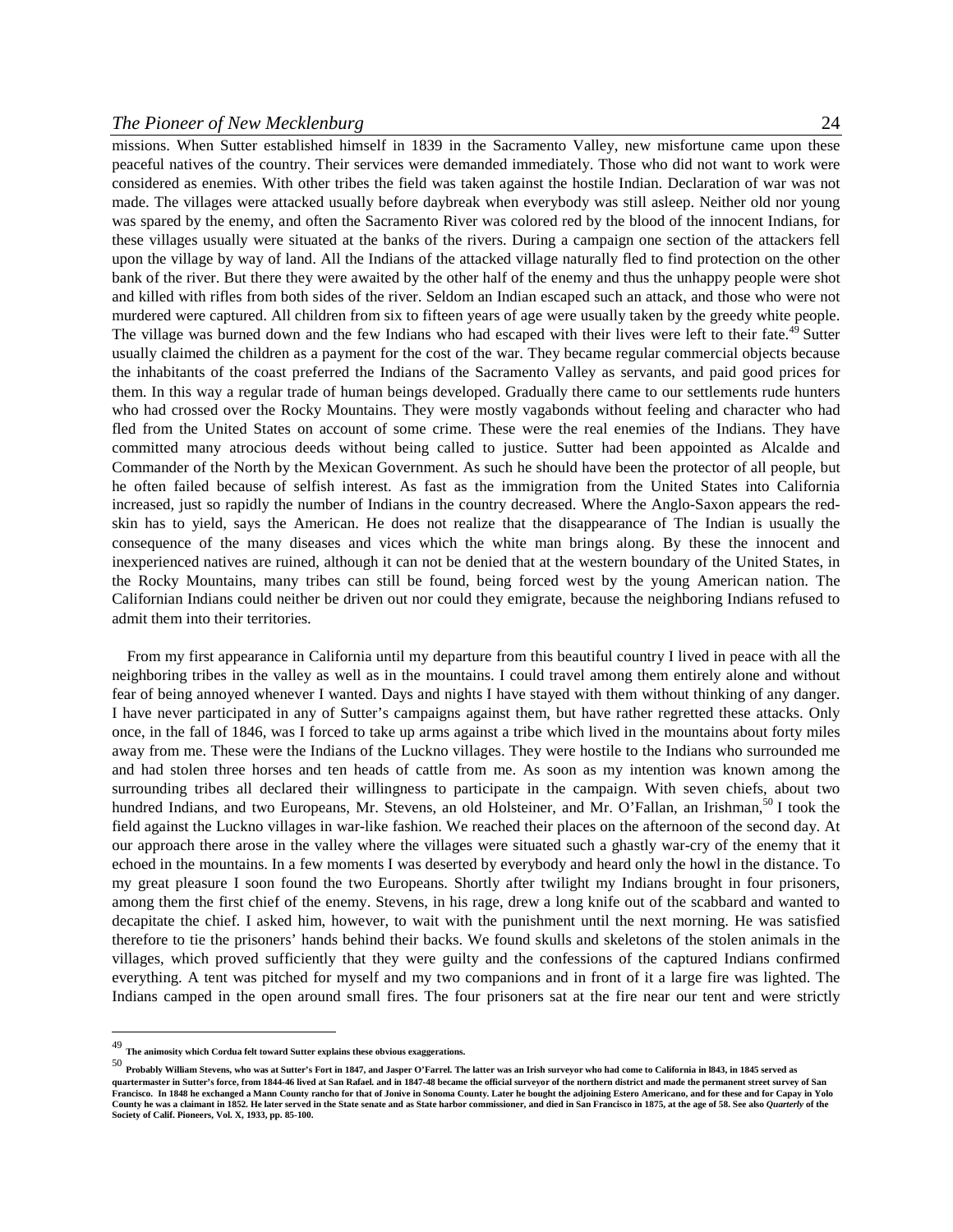missions. When Sutter established himself in 1839 in the Sacramento Valley, new misfortune came upon these peaceful natives of the country. Their services were demanded immediately. Those who did not want to work were considered as enemies. With other tribes the field was taken against the hostile Indian. Declaration of war was not made. The villages were attacked usually before daybreak when everybody was still asleep. Neither old nor young was spared by the enemy, and often the Sacramento River was colored red by the blood of the innocent Indians, for these villages usually were situated at the banks of the rivers. During a campaign one section of the attackers fell upon the village by way of land. All the Indians of the attacked village naturally fled to find protection on the other bank of the river. But there they were awaited by the other half of the enemy and thus the unhappy people were shot and killed with rifles from both sides of the river. Seldom an Indian escaped such an attack, and those who were not murdered were captured. All children from six to fifteen years of age were usually taken by the greedy white people. The village was burned down and the few Indians who had escaped with their lives were left to their fate.[49] Sutter usually claimed the children as a payment for the cost of the war. They became regular commercial objects because the inhabitants of the coast preferred the Indians of the Sacramento Valley as servants, and paid good prices for them. In this way a regular trade of human beings developed. Gradually there came to our settlements rude hunters who had crossed over the Rocky Mountains. They were mostly vagabonds without feeling and character who had fled from the United States on account of some crime. These were the real enemies of the Indians. They have committed many atrocious deeds without being called to justice. Sutter had been appointed as Alcalde and Commander of the North by the Mexican Government. As such he should have been the protector of all people, but he often failed because of selfish interest. As fast as the immigration from the United States into California increased, just so rapidly the number of Indians in the country decreased. Where the Anglo-Saxon appears the red-skin has to yield, says the American. He does not realize that the disappearance of The Indian is usually the consequence of the many diseases and vices which the white man brings along. By these the innocent and inexperienced natives are ruined, although it can not be denied that at the western boundary of the United States, in the Rocky Mountains, many tribes can still be found, being forced west by the young American nation. The Californian Indians could neither be driven out nor could they emigrate, because the neighboring Indians refused to admit them into their territories.

From my first appearance in California until my departure from this beautiful country I lived in peace with all the neighboring tribes in the valley as well as in the mountains. I could travel among them entirely alone and without fear of being annoyed whenever I wanted. Days and nights I have stayed with them without thinking of any danger. I have never participated in any of Sutter's campaigns against them, but have rather regretted these attacks. Only once, in the fall of 1846, was I forced to take up arms against a tribe which lived in the mountains about forty miles away from me. These were the Indians of the Luckno villages. They were hostile to the Indians who surrounded me and had stolen three horses and ten heads of cattle from me. As soon as my intention was known among the surrounding tribes all declared their willingness to participate in the campaign. With seven chiefs, about two hundred Indians, and two Europeans, Mr. Stevens, an old Holsteiner, and Mr. O'Fallan, an Irishman,[50] I took the field against the Luckno villages in war-like fashion. We reached their places on the afternoon of the second day. At our approach there arose in the valley where the villages were situated such a ghastly war-cry of the enemy that it echoed in the mountains. In a few moments I was deserted by everybody and heard only the howl in the distance. To my great pleasure I soon found the two Europeans. Shortly after twilight my Indians brought in four prisoners, among them the first chief of the enemy. Stevens, in his rage, drew a long knife out of the scabbard and wanted to decapitate the chief. I asked him, however, to wait with the punishment until the next morning. He was satisfied therefore to tie the prisoners' hands behind their backs. We found skulls and skeletons of the stolen animals in the villages, which proved sufficiently that they were guilty and the confessions of the captured Indians confirmed everything. A tent was pitched for myself and my two companions and in front of it a large fire was lighted. The Indians camped in the open around small fires. The four prisoners sat at the fire near our tent and were strictly

---

[49] **The animosity which Cordua felt toward Sutter explains these obvious exaggerations.**

[50] **Probably William Stevens, who was at Sutter's Fort in 1847, and Jasper O'Farrel. The latter was an Irish surveyor who had come to California in l843, in 1845 served as quartermaster in Sutter's force, from 1844-46 lived at San Rafael. and in 1847-48 became the official surveyor of the northern district and made the permanent street survey of San Francisco. In 1848 he exchanged a Mann County rancho for that of Jonive in Sonoma County. Later he bought the adjoining Estero Americano, and for these and for Capay in Yolo County he was a claimant in 1852. He later served in the State senate and as State harbor commissioner, and died in San Francisco in 1875, at the age of 58. See also *Quarterly* of the Society of Calif. Pioneers, Vol. X, 1933, pp. 85-100.**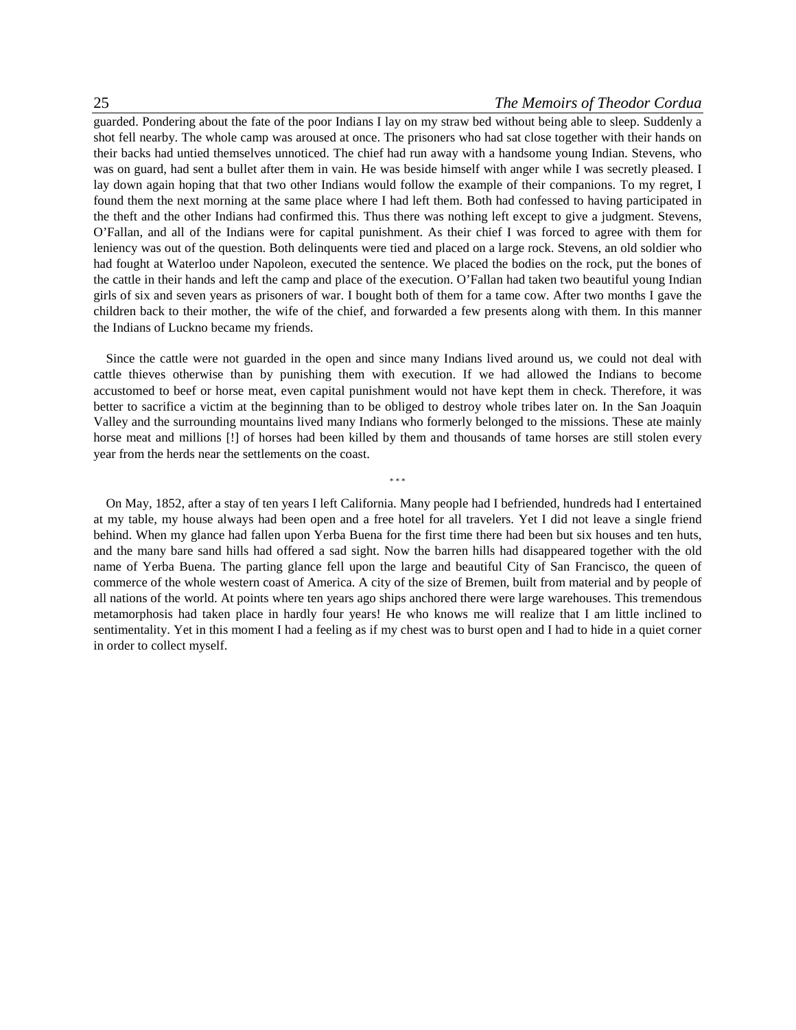guarded. Pondering about the fate of the poor Indians I lay on my straw bed without being able to sleep. Suddenly a shot fell nearby. The whole camp was aroused at once. The prisoners who had sat close together with their hands on their backs had untied themselves unnoticed. The chief had run away with a handsome young Indian. Stevens, who was on guard, had sent a bullet after them in vain. He was beside himself with anger while I was secretly pleased. I lay down again hoping that that two other Indians would follow the example of their companions. To my regret, I found them the next morning at the same place where I had left them. Both had confessed to having participated in the theft and the other Indians had confirmed this. Thus there was nothing left except to give a judgment. Stevens, O'Fallan, and all of the Indians were for capital punishment. As their chief I was forced to agree with them for leniency was out of the question. Both delinquents were tied and placed on a large rock. Stevens, an old soldier who had fought at Waterloo under Napoleon, executed the sentence. We placed the bodies on the rock, put the bones of the cattle in their hands and left the camp and place of the execution. O'Fallan had taken two beautiful young Indian girls of six and seven years as prisoners of war. I bought both of them for a tame cow. After two months I gave the children back to their mother, the wife of the chief, and forwarded a few presents along with them. In this manner the Indians of Luckno became my friends.

Since the cattle were not guarded in the open and since many Indians lived around us, we could not deal with cattle thieves otherwise than by punishing them with execution. If we had allowed the Indians to become accustomed to beef or horse meat, even capital punishment would not have kept them in check. Therefore, it was better to sacrifice a victim at the beginning than to be obliged to destroy whole tribes later on. In the San Joaquin Valley and the surrounding mountains lived many Indians who formerly belonged to the missions. These ate mainly horse meat and millions [!] of horses had been killed by them and thousands of tame horses are still stolen every year from the herds near the settlements on the coast.

\*\*\*

On May, 1852, after a stay of ten years I left California. Many people had I befriended, hundreds had I entertained at my table, my house always had been open and a free hotel for all travelers. Yet I did not leave a single friend behind. When my glance had fallen upon Yerba Buena for the first time there had been but six houses and ten huts, and the many bare sand hills had offered a sad sight. Now the barren hills had disappeared together with the old name of Yerba Buena. The parting glance fell upon the large and beautiful City of San Francisco, the queen of commerce of the whole western coast of America. A city of the size of Bremen, built from material and by people of all nations of the world. At points where ten years ago ships anchored there were large warehouses. This tremendous metamorphosis had taken place in hardly four years! He who knows me will realize that I am little inclined to sentimentality. Yet in this moment I had a feeling as if my chest was to burst open and I had to hide in a quiet corner in order to collect myself.